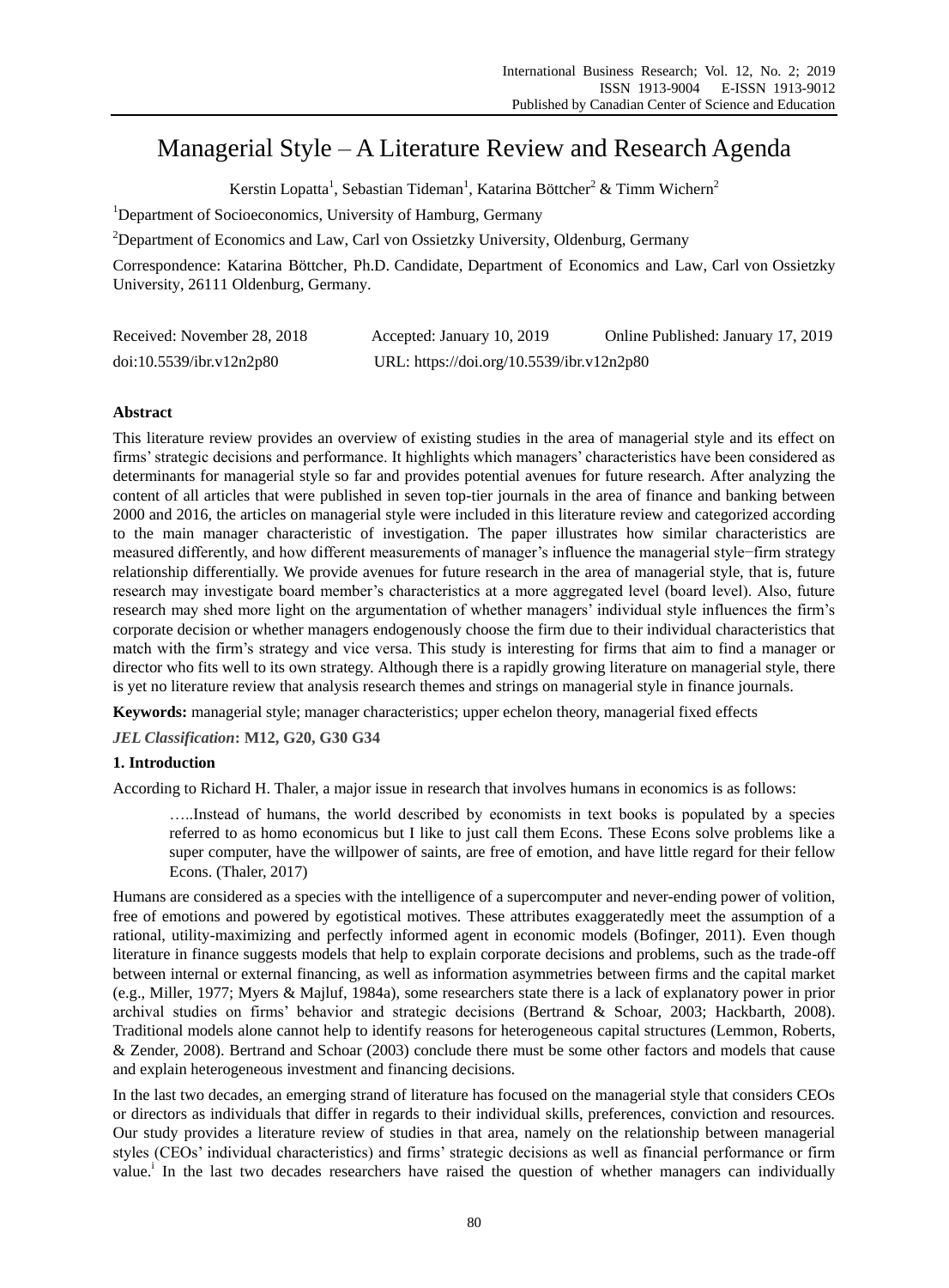# Managerial Style – A Literature Review and Research Agenda

Kerstin Lopatta[1], Sebastian Tideman[1], Katarina Böttcher[2] & Timm Wichern[2]

[1]Department of Socioeconomics, University of Hamburg, Germany

[2]Department of Economics and Law, Carl von Ossietzky University, Oldenburg, Germany

Correspondence: Katarina Böttcher, Ph.D. Candidate, Department of Economics and Law, Carl von Ossietzky University, 26111 Oldenburg, Germany.

Received: November 28, 2018   Accepted: January 10, 2019   Online Published: January 17, 2019

doi:10.5539/ibr.v12n2p80   URL: https://doi.org/10.5539/ibr.v12n2p80

## Abstract

This literature review provides an overview of existing studies in the area of managerial style and its effect on firms' strategic decisions and performance. It highlights which managers' characteristics have been considered as determinants for managerial style so far and provides potential avenues for future research. After analyzing the content of all articles that were published in seven top-tier journals in the area of finance and banking between 2000 and 2016, the articles on managerial style were included in this literature review and categorized according to the main manager characteristic of investigation. The paper illustrates how similar characteristics are measured differently, and how different measurements of manager's influence the managerial style−firm strategy relationship differentially. We provide avenues for future research in the area of managerial style, that is, future research may investigate board member's characteristics at a more aggregated level (board level). Also, future research may shed more light on the argumentation of whether managers' individual style influences the firm's corporate decision or whether managers endogenously choose the firm due to their individual characteristics that match with the firm's strategy and vice versa. This study is interesting for firms that aim to find a manager or director who fits well to its own strategy. Although there is a rapidly growing literature on managerial style, there is yet no literature review that analysis research themes and strings on managerial style in finance journals.

**Keywords:** managerial style; manager characteristics; upper echelon theory, managerial fixed effects

***JEL Classification*: M12, G20, G30 G34**

## 1. Introduction

According to Richard H. Thaler, a major issue in research that involves humans in economics is as follows:

> …..Instead of humans, the world described by economists in text books is populated by a species referred to as homo economicus but I like to just call them Econs. These Econs solve problems like a super computer, have the willpower of saints, are free of emotion, and have little regard for their fellow Econs. (Thaler, 2017)

Humans are considered as a species with the intelligence of a supercomputer and never-ending power of volition, free of emotions and powered by egotistical motives. These attributes exaggeratedly meet the assumption of a rational, utility-maximizing and perfectly informed agent in economic models (Bofinger, 2011). Even though literature in finance suggests models that help to explain corporate decisions and problems, such as the trade-off between internal or external financing, as well as information asymmetries between firms and the capital market (e.g., Miller, 1977; Myers & Majluf, 1984a), some researchers state there is a lack of explanatory power in prior archival studies on firms' behavior and strategic decisions (Bertrand & Schoar, 2003; Hackbarth, 2008). Traditional models alone cannot help to identify reasons for heterogeneous capital structures (Lemmon, Roberts, & Zender, 2008). Bertrand and Schoar (2003) conclude there must be some other factors and models that cause and explain heterogeneous investment and financing decisions.

In the last two decades, an emerging strand of literature has focused on the managerial style that considers CEOs or directors as individuals that differ in regards to their individual skills, preferences, conviction and resources. Our study provides a literature review of studies in that area, namely on the relationship between managerial styles (CEOs' individual characteristics) and firms' strategic decisions as well as financial performance or firm value.[i] In the last two decades researchers have raised the question of whether managers can individually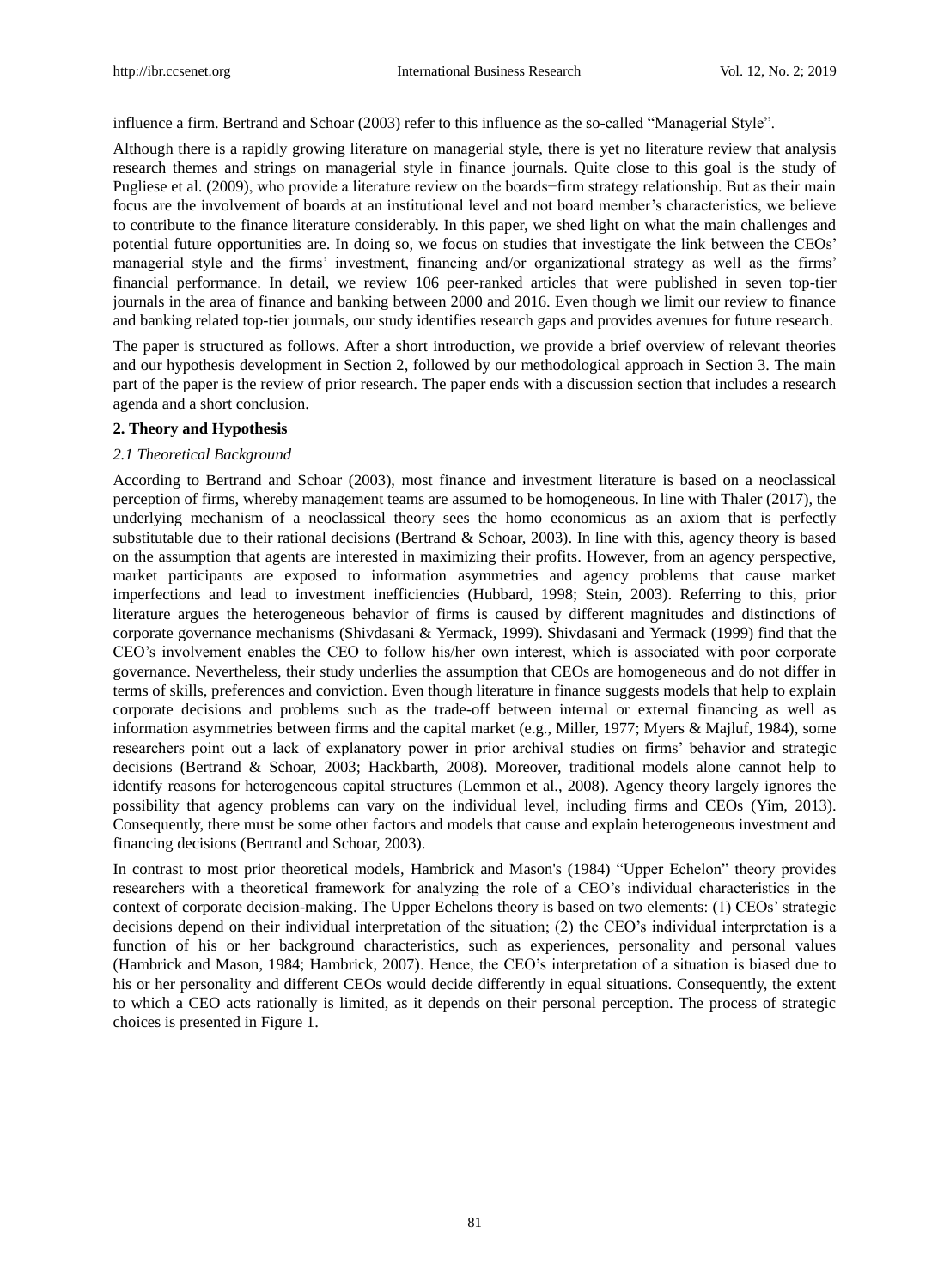influence a firm. Bertrand and Schoar (2003) refer to this influence as the so-called "Managerial Style".

Although there is a rapidly growing literature on managerial style, there is yet no literature review that analysis research themes and strings on managerial style in finance journals. Quite close to this goal is the study of Pugliese et al. (2009), who provide a literature review on the boards−firm strategy relationship. But as their main focus are the involvement of boards at an institutional level and not board member's characteristics, we believe to contribute to the finance literature considerably. In this paper, we shed light on what the main challenges and potential future opportunities are. In doing so, we focus on studies that investigate the link between the CEOs' managerial style and the firms' investment, financing and/or organizational strategy as well as the firms' financial performance. In detail, we review 106 peer-ranked articles that were published in seven top-tier journals in the area of finance and banking between 2000 and 2016. Even though we limit our review to finance and banking related top-tier journals, our study identifies research gaps and provides avenues for future research.

The paper is structured as follows. After a short introduction, we provide a brief overview of relevant theories and our hypothesis development in Section 2, followed by our methodological approach in Section 3. The main part of the paper is the review of prior research. The paper ends with a discussion section that includes a research agenda and a short conclusion.

## 2. Theory and Hypothesis

### *2.1 Theoretical Background*

According to Bertrand and Schoar (2003), most finance and investment literature is based on a neoclassical perception of firms, whereby management teams are assumed to be homogeneous. In line with Thaler (2017), the underlying mechanism of a neoclassical theory sees the homo economicus as an axiom that is perfectly substitutable due to their rational decisions (Bertrand & Schoar, 2003). In line with this, agency theory is based on the assumption that agents are interested in maximizing their profits. However, from an agency perspective, market participants are exposed to information asymmetries and agency problems that cause market imperfections and lead to investment inefficiencies (Hubbard, 1998; Stein, 2003). Referring to this, prior literature argues the heterogeneous behavior of firms is caused by different magnitudes and distinctions of corporate governance mechanisms (Shivdasani & Yermack, 1999). Shivdasani and Yermack (1999) find that the CEO's involvement enables the CEO to follow his/her own interest, which is associated with poor corporate governance. Nevertheless, their study underlies the assumption that CEOs are homogeneous and do not differ in terms of skills, preferences and conviction. Even though literature in finance suggests models that help to explain corporate decisions and problems such as the trade-off between internal or external financing as well as information asymmetries between firms and the capital market (e.g., Miller, 1977; Myers & Majluf, 1984), some researchers point out a lack of explanatory power in prior archival studies on firms' behavior and strategic decisions (Bertrand & Schoar, 2003; Hackbarth, 2008). Moreover, traditional models alone cannot help to identify reasons for heterogeneous capital structures (Lemmon et al., 2008). Agency theory largely ignores the possibility that agency problems can vary on the individual level, including firms and CEOs (Yim, 2013). Consequently, there must be some other factors and models that cause and explain heterogeneous investment and financing decisions (Bertrand and Schoar, 2003).

In contrast to most prior theoretical models, Hambrick and Mason's (1984) "Upper Echelon" theory provides researchers with a theoretical framework for analyzing the role of a CEO's individual characteristics in the context of corporate decision-making. The Upper Echelons theory is based on two elements: (1) CEOs' strategic decisions depend on their individual interpretation of the situation; (2) the CEO's individual interpretation is a function of his or her background characteristics, such as experiences, personality and personal values (Hambrick and Mason, 1984; Hambrick, 2007). Hence, the CEO's interpretation of a situation is biased due to his or her personality and different CEOs would decide differently in equal situations. Consequently, the extent to which a CEO acts rationally is limited, as it depends on their personal perception. The process of strategic choices is presented in Figure 1.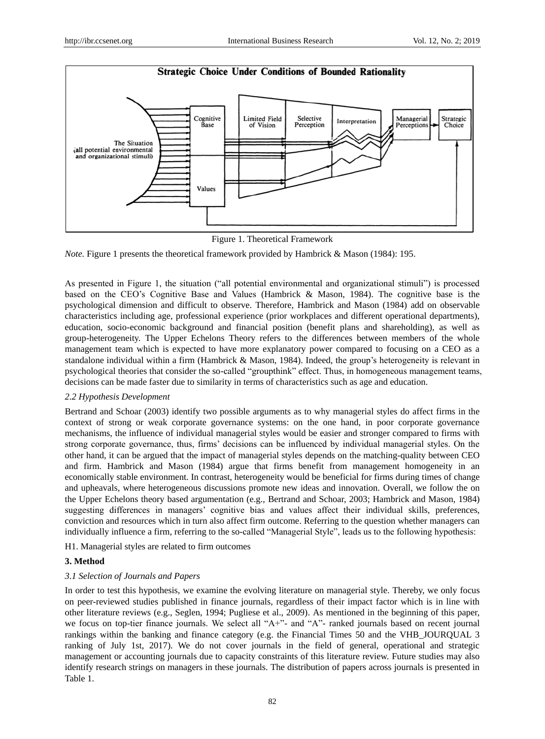Figure 1. Theoretical Framework

*Note.* Figure 1 presents the theoretical framework provided by Hambrick & Mason (1984): 195.

As presented in Figure 1, the situation ("all potential environmental and organizational stimuli") is processed based on the CEO's Cognitive Base and Values (Hambrick & Mason, 1984). The cognitive base is the psychological dimension and difficult to observe. Therefore, Hambrick and Mason (1984) add on observable characteristics including age, professional experience (prior workplaces and different operational departments), education, socio-economic background and financial position (benefit plans and shareholding), as well as group-heterogeneity. The Upper Echelons Theory refers to the differences between members of the whole management team which is expected to have more explanatory power compared to focusing on a CEO as a standalone individual within a firm (Hambrick & Mason, 1984). Indeed, the group's heterogeneity is relevant in psychological theories that consider the so-called "groupthink" effect. Thus, in homogeneous management teams, decisions can be made faster due to similarity in terms of characteristics such as age and education.

### *2.2 Hypothesis Development*

Bertrand and Schoar (2003) identify two possible arguments as to why managerial styles do affect firms in the context of strong or weak corporate governance systems: on the one hand, in poor corporate governance mechanisms, the influence of individual managerial styles would be easier and stronger compared to firms with strong corporate governance, thus, firms' decisions can be influenced by individual managerial styles. On the other hand, it can be argued that the impact of managerial styles depends on the matching-quality between CEO and firm. Hambrick and Mason (1984) argue that firms benefit from management homogeneity in an economically stable environment. In contrast, heterogeneity would be beneficial for firms during times of change and upheavals, where heterogeneous discussions promote new ideas and innovation. Overall, we follow the on the Upper Echelons theory based argumentation (e.g., Bertrand and Schoar, 2003; Hambrick and Mason, 1984) suggesting differences in managers' cognitive bias and values affect their individual skills, preferences, conviction and resources which in turn also affect firm outcome. Referring to the question whether managers can individually influence a firm, referring to the so-called "Managerial Style", leads us to the following hypothesis:

H1. Managerial styles are related to firm outcomes

## **3. Method**

### *3.1 Selection of Journals and Papers*

In order to test this hypothesis, we examine the evolving literature on managerial style. Thereby, we only focus on peer-reviewed studies published in finance journals, regardless of their impact factor which is in line with other literature reviews (e.g., Seglen, 1994; Pugliese et al., 2009). As mentioned in the beginning of this paper, we focus on top-tier finance journals. We select all "A+"- and "A"- ranked journals based on recent journal rankings within the banking and finance category (e.g. the Financial Times 50 and the VHB_JOURQUAL 3 ranking of July 1st, 2017). We do not cover journals in the field of general, operational and strategic management or accounting journals due to capacity constraints of this literature review. Future studies may also identify research strings on managers in these journals. The distribution of papers across journals is presented in Table 1.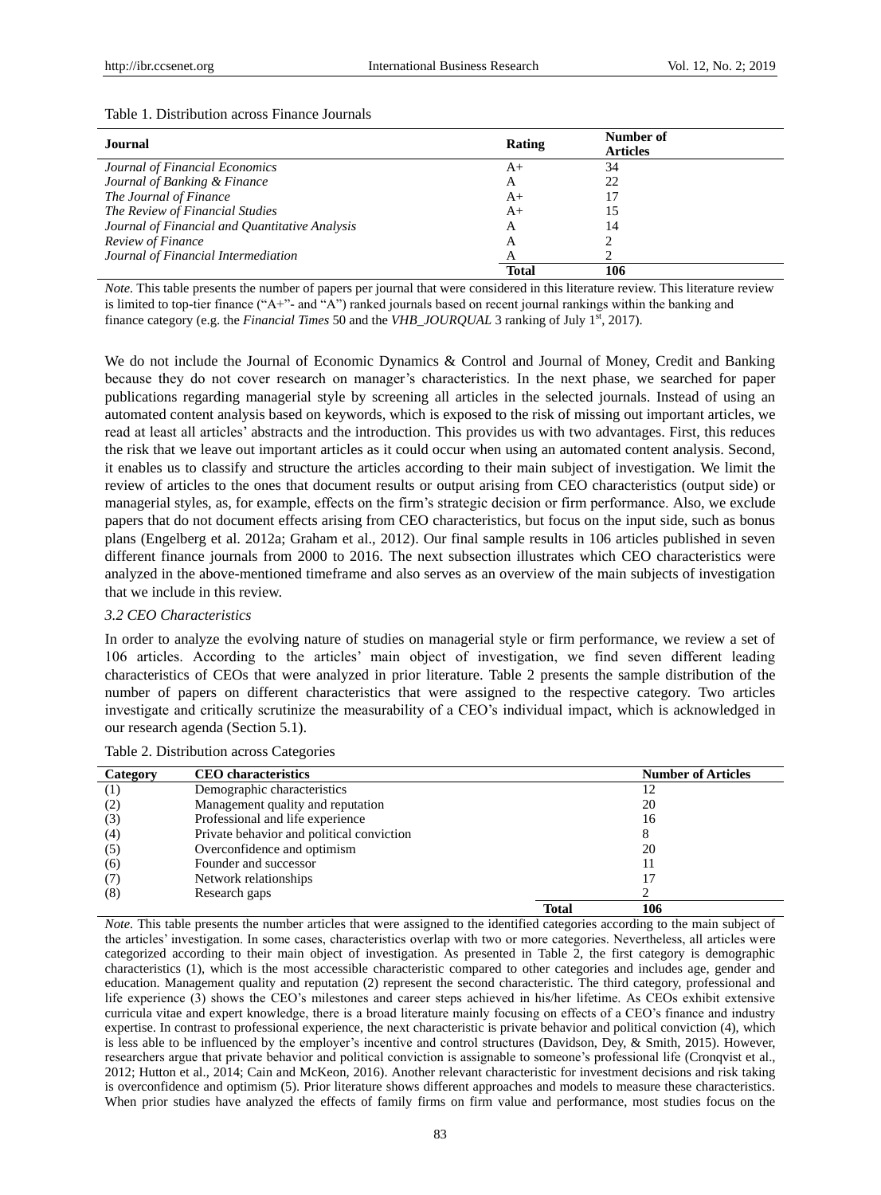Table 1. Distribution across Finance Journals

| Journal | Rating | Number of Articles |
|---|---|---|
| *Journal of Financial Economics* | A+ | 34 |
| *Journal of Banking & Finance* | A | 22 |
| *The Journal of Finance* | A+ | 17 |
| *The Review of Financial Studies* | A+ | 15 |
| *Journal of Financial and Quantitative Analysis* | A | 14 |
| *Review of Finance* | A | 2 |
| *Journal of Financial Intermediation* | A | 2 |
| | **Total** | **106** |

*Note.* This table presents the number of papers per journal that were considered in this literature review. This literature review is limited to top-tier finance ("A+"- and "A") ranked journals based on recent journal rankings within the banking and finance category (e.g. the *Financial Times* 50 and the *VHB_JOURQUAL* 3 ranking of July 1st, 2017).

We do not include the Journal of Economic Dynamics & Control and Journal of Money, Credit and Banking because they do not cover research on manager's characteristics. In the next phase, we searched for paper publications regarding managerial style by screening all articles in the selected journals. Instead of using an automated content analysis based on keywords, which is exposed to the risk of missing out important articles, we read at least all articles' abstracts and the introduction. This provides us with two advantages. First, this reduces the risk that we leave out important articles as it could occur when using an automated content analysis. Second, it enables us to classify and structure the articles according to their main subject of investigation. We limit the review of articles to the ones that document results or output arising from CEO characteristics (output side) or managerial styles, as, for example, effects on the firm's strategic decision or firm performance. Also, we exclude papers that do not document effects arising from CEO characteristics, but focus on the input side, such as bonus plans (Engelberg et al. 2012a; Graham et al., 2012). Our final sample results in 106 articles published in seven different finance journals from 2000 to 2016. The next subsection illustrates which CEO characteristics were analyzed in the above-mentioned timeframe and also serves as an overview of the main subjects of investigation that we include in this review.

### *3.2 CEO Characteristics*

In order to analyze the evolving nature of studies on managerial style or firm performance, we review a set of 106 articles. According to the articles' main object of investigation, we find seven different leading characteristics of CEOs that were analyzed in prior literature. Table 2 presents the sample distribution of the number of papers on different characteristics that were assigned to the respective category. Two articles investigate and critically scrutinize the measurability of a CEO's individual impact, which is acknowledged in our research agenda (Section 5.1).

Table 2. Distribution across Categories

| Category | CEO characteristics | | Number of Articles |
|---|---|---|---|
| (1) | Demographic characteristics | | 12 |
| (2) | Management quality and reputation | | 20 |
| (3) | Professional and life experience | | 16 |
| (4) | Private behavior and political conviction | | 8 |
| (5) | Overconfidence and optimism | | 20 |
| (6) | Founder and successor | | 11 |
| (7) | Network relationships | | 17 |
| (8) | Research gaps | | 2 |
| | | **Total** | **106** |

*Note.* This table presents the number articles that were assigned to the identified categories according to the main subject of the articles' investigation. In some cases, characteristics overlap with two or more categories. Nevertheless, all articles were categorized according to their main object of investigation. As presented in Table 2, the first category is demographic characteristics (1), which is the most accessible characteristic compared to other categories and includes age, gender and education. Management quality and reputation (2) represent the second characteristic. The third category, professional and life experience (3) shows the CEO's milestones and career steps achieved in his/her lifetime. As CEOs exhibit extensive curricula vitae and expert knowledge, there is a broad literature mainly focusing on effects of a CEO's finance and industry expertise. In contrast to professional experience, the next characteristic is private behavior and political conviction (4), which is less able to be influenced by the employer's incentive and control structures (Davidson, Dey, & Smith, 2015). However, researchers argue that private behavior and political conviction is assignable to someone's professional life (Cronqvist et al., 2012; Hutton et al., 2014; Cain and McKeon, 2016). Another relevant characteristic for investment decisions and risk taking is overconfidence and optimism (5). Prior literature shows different approaches and models to measure these characteristics. When prior studies have analyzed the effects of family firms on firm value and performance, most studies focus on the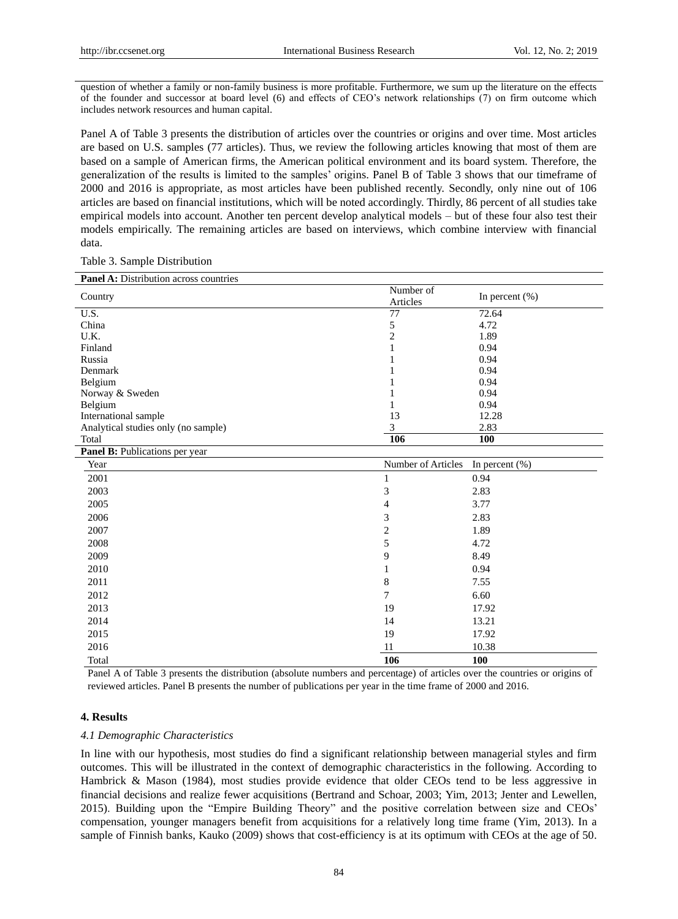question of whether a family or non-family business is more profitable. Furthermore, we sum up the literature on the effects of the founder and successor at board level (6) and effects of CEO's network relationships (7) on firm outcome which includes network resources and human capital.

Panel A of Table 3 presents the distribution of articles over the countries or origins and over time. Most articles are based on U.S. samples (77 articles). Thus, we review the following articles knowing that most of them are based on a sample of American firms, the American political environment and its board system. Therefore, the generalization of the results is limited to the samples' origins. Panel B of Table 3 shows that our timeframe of 2000 and 2016 is appropriate, as most articles have been published recently. Secondly, only nine out of 106 articles are based on financial institutions, which will be noted accordingly. Thirdly, 86 percent of all studies take empirical models into account. Another ten percent develop analytical models – but of these four also test their models empirically. The remaining articles are based on interviews, which combine interview with financial data.

Table 3. Sample Distribution

**Panel A:** Distribution across countries

| Country | Number of Articles | In percent (%) |
|---|---|---|
| U.S. | 77 | 72.64 |
| China | 5 | 4.72 |
| U.K. | 2 | 1.89 |
| Finland | 1 | 0.94 |
| Russia | 1 | 0.94 |
| Denmark | 1 | 0.94 |
| Belgium | 1 | 0.94 |
| Norway & Sweden | 1 | 0.94 |
| Belgium | 1 | 0.94 |
| International sample | 13 | 12.28 |
| Analytical studies only (no sample) | 3 | 2.83 |
| Total | **106** | **100** |

**Panel B:** Publications per year

| Year | Number of Articles | In percent (%) |
|---|---|---|
| 2001 | 1 | 0.94 |
| 2003 | 3 | 2.83 |
| 2005 | 4 | 3.77 |
| 2006 | 3 | 2.83 |
| 2007 | 2 | 1.89 |
| 2008 | 5 | 4.72 |
| 2009 | 9 | 8.49 |
| 2010 | 1 | 0.94 |
| 2011 | 8 | 7.55 |
| 2012 | 7 | 6.60 |
| 2013 | 19 | 17.92 |
| 2014 | 14 | 13.21 |
| 2015 | 19 | 17.92 |
| 2016 | 11 | 10.38 |
| Total | **106** | **100** |

Panel A of Table 3 presents the distribution (absolute numbers and percentage) of articles over the countries or origins of reviewed articles. Panel B presents the number of publications per year in the time frame of 2000 and 2016.

## 4. Results

### *4.1 Demographic Characteristics*

In line with our hypothesis, most studies do find a significant relationship between managerial styles and firm outcomes. This will be illustrated in the context of demographic characteristics in the following. According to Hambrick & Mason (1984), most studies provide evidence that older CEOs tend to be less aggressive in financial decisions and realize fewer acquisitions (Bertrand and Schoar, 2003; Yim, 2013; Jenter and Lewellen, 2015). Building upon the "Empire Building Theory" and the positive correlation between size and CEOs' compensation, younger managers benefit from acquisitions for a relatively long time frame (Yim, 2013). In a sample of Finnish banks, Kauko (2009) shows that cost-efficiency is at its optimum with CEOs at the age of 50.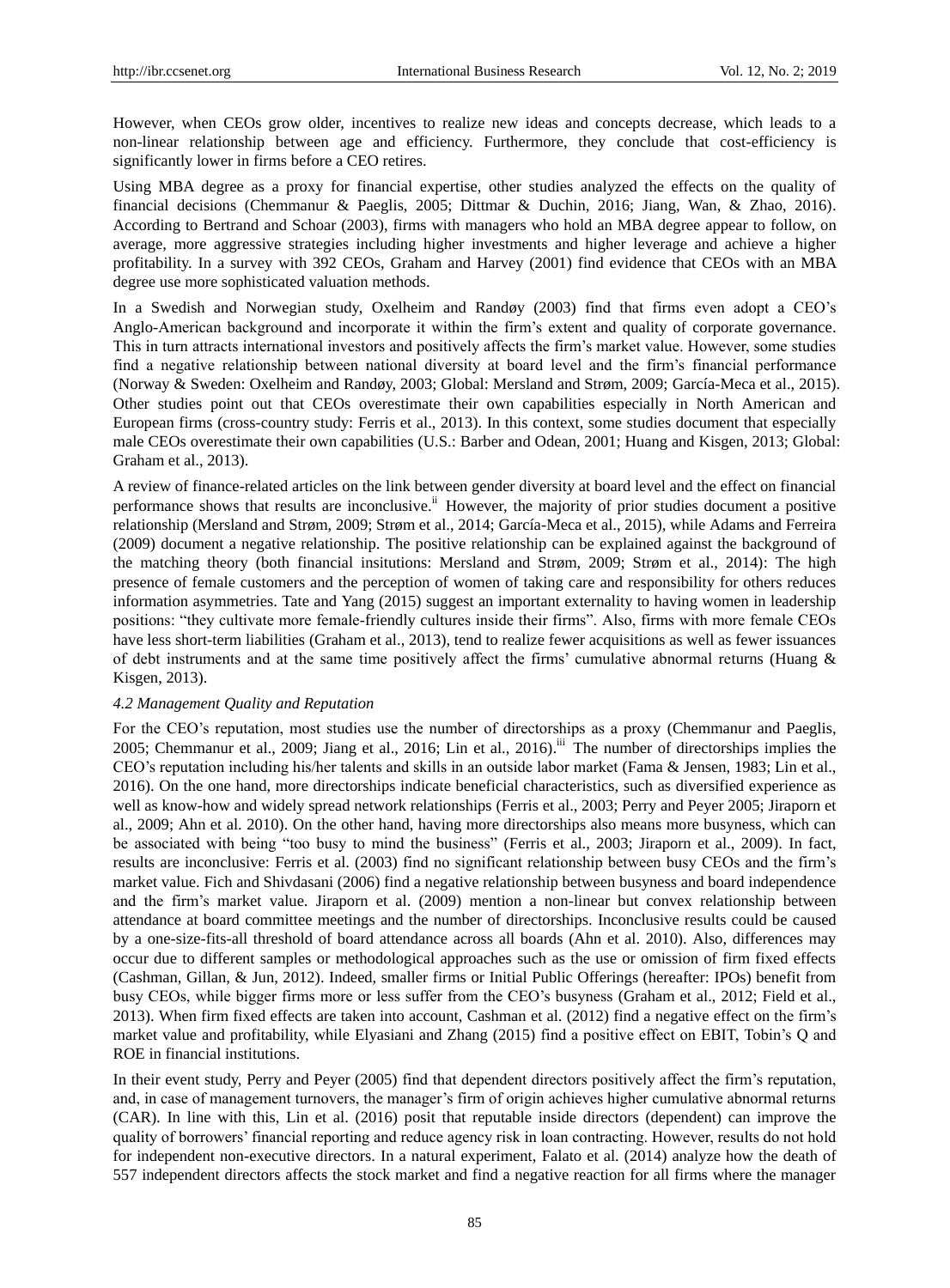However, when CEOs grow older, incentives to realize new ideas and concepts decrease, which leads to a non-linear relationship between age and efficiency. Furthermore, they conclude that cost-efficiency is significantly lower in firms before a CEO retires.

Using MBA degree as a proxy for financial expertise, other studies analyzed the effects on the quality of financial decisions (Chemmanur & Paeglis, 2005; Dittmar & Duchin, 2016; Jiang, Wan, & Zhao, 2016). According to Bertrand and Schoar (2003), firms with managers who hold an MBA degree appear to follow, on average, more aggressive strategies including higher investments and higher leverage and achieve a higher profitability. In a survey with 392 CEOs, Graham and Harvey (2001) find evidence that CEOs with an MBA degree use more sophisticated valuation methods.

In a Swedish and Norwegian study, Oxelheim and Randøy (2003) find that firms even adopt a CEO's Anglo-American background and incorporate it within the firm's extent and quality of corporate governance. This in turn attracts international investors and positively affects the firm's market value. However, some studies find a negative relationship between national diversity at board level and the firm's financial performance (Norway & Sweden: Oxelheim and Randøy, 2003; Global: Mersland and Strøm, 2009; García-Meca et al., 2015). Other studies point out that CEOs overestimate their own capabilities especially in North American and European firms (cross-country study: Ferris et al., 2013). In this context, some studies document that especially male CEOs overestimate their own capabilities (U.S.: Barber and Odean, 2001; Huang and Kisgen, 2013; Global: Graham et al., 2013).

A review of finance-related articles on the link between gender diversity at board level and the effect on financial performance shows that results are inconclusive.[ii] However, the majority of prior studies document a positive relationship (Mersland and Strøm, 2009; Strøm et al., 2014; García-Meca et al., 2015), while Adams and Ferreira (2009) document a negative relationship. The positive relationship can be explained against the background of the matching theory (both financial insitutions: Mersland and Strøm, 2009; Strøm et al., 2014): The high presence of female customers and the perception of women of taking care and responsibility for others reduces information asymmetries. Tate and Yang (2015) suggest an important externality to having women in leadership positions: "they cultivate more female-friendly cultures inside their firms". Also, firms with more female CEOs have less short-term liabilities (Graham et al., 2013), tend to realize fewer acquisitions as well as fewer issuances of debt instruments and at the same time positively affect the firms' cumulative abnormal returns (Huang & Kisgen, 2013).

### *4.2 Management Quality and Reputation*

For the CEO's reputation, most studies use the number of directorships as a proxy (Chemmanur and Paeglis, 2005; Chemmanur et al., 2009; Jiang et al., 2016; Lin et al., 2016).[iii] The number of directorships implies the CEO's reputation including his/her talents and skills in an outside labor market (Fama & Jensen, 1983; Lin et al., 2016). On the one hand, more directorships indicate beneficial characteristics, such as diversified experience as well as know-how and widely spread network relationships (Ferris et al., 2003; Perry and Peyer 2005; Jiraporn et al., 2009; Ahn et al. 2010). On the other hand, having more directorships also means more busyness, which can be associated with being "too busy to mind the business" (Ferris et al., 2003; Jiraporn et al., 2009). In fact, results are inconclusive: Ferris et al. (2003) find no significant relationship between busy CEOs and the firm's market value. Fich and Shivdasani (2006) find a negative relationship between busyness and board independence and the firm's market value. Jiraporn et al. (2009) mention a non-linear but convex relationship between attendance at board committee meetings and the number of directorships. Inconclusive results could be caused by a one-size-fits-all threshold of board attendance across all boards (Ahn et al. 2010). Also, differences may occur due to different samples or methodological approaches such as the use or omission of firm fixed effects (Cashman, Gillan, & Jun, 2012). Indeed, smaller firms or Initial Public Offerings (hereafter: IPOs) benefit from busy CEOs, while bigger firms more or less suffer from the CEO's busyness (Graham et al., 2012; Field et al., 2013). When firm fixed effects are taken into account, Cashman et al. (2012) find a negative effect on the firm's market value and profitability, while Elyasiani and Zhang (2015) find a positive effect on EBIT, Tobin's Q and ROE in financial institutions.

In their event study, Perry and Peyer (2005) find that dependent directors positively affect the firm's reputation, and, in case of management turnovers, the manager's firm of origin achieves higher cumulative abnormal returns (CAR). In line with this, Lin et al. (2016) posit that reputable inside directors (dependent) can improve the quality of borrowers' financial reporting and reduce agency risk in loan contracting. However, results do not hold for independent non-executive directors. In a natural experiment, Falato et al. (2014) analyze how the death of 557 independent directors affects the stock market and find a negative reaction for all firms where the manager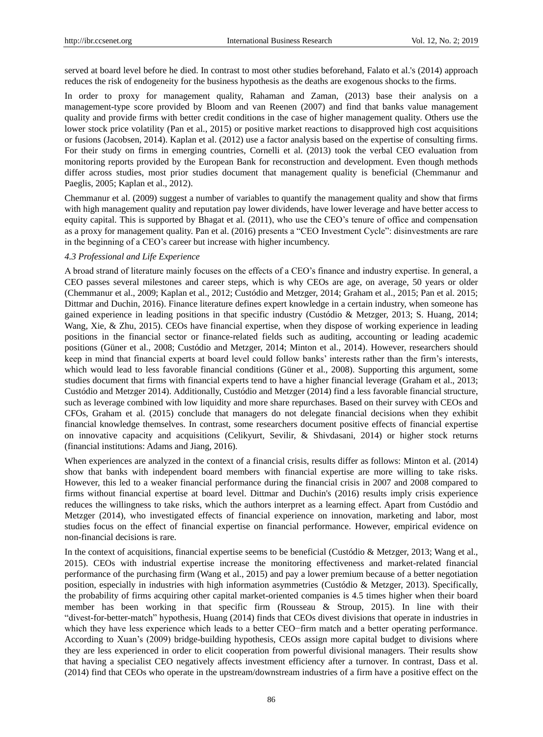served at board level before he died. In contrast to most other studies beforehand, Falato et al.'s (2014) approach reduces the risk of endogeneity for the business hypothesis as the deaths are exogenous shocks to the firms.

In order to proxy for management quality, Rahaman and Zaman, (2013) base their analysis on a management-type score provided by Bloom and van Reenen (2007) and find that banks value management quality and provide firms with better credit conditions in the case of higher management quality. Others use the lower stock price volatility (Pan et al., 2015) or positive market reactions to disapproved high cost acquisitions or fusions (Jacobsen, 2014). Kaplan et al. (2012) use a factor analysis based on the expertise of consulting firms. For their study on firms in emerging countries, Cornelli et al. (2013) took the verbal CEO evaluation from monitoring reports provided by the European Bank for reconstruction and development. Even though methods differ across studies, most prior studies document that management quality is beneficial (Chemmanur and Paeglis, 2005; Kaplan et al., 2012).

Chemmanur et al. (2009) suggest a number of variables to quantify the management quality and show that firms with high management quality and reputation pay lower dividends, have lower leverage and have better access to equity capital. This is supported by Bhagat et al. (2011), who use the CEO's tenure of office and compensation as a proxy for management quality. Pan et al. (2016) presents a "CEO Investment Cycle": disinvestments are rare in the beginning of a CEO's career but increase with higher incumbency.

### *4.3 Professional and Life Experience*

A broad strand of literature mainly focuses on the effects of a CEO's finance and industry expertise. In general, a CEO passes several milestones and career steps, which is why CEOs are age, on average, 50 years or older (Chemmanur et al., 2009; Kaplan et al., 2012; Custódio and Metzger, 2014; Graham et al., 2015; Pan et al. 2015; Dittmar and Duchin, 2016). Finance literature defines expert knowledge in a certain industry, when someone has gained experience in leading positions in that specific industry (Custódio & Metzger, 2013; S. Huang, 2014; Wang, Xie, & Zhu, 2015). CEOs have financial expertise, when they dispose of working experience in leading positions in the financial sector or finance-related fields such as auditing, accounting or leading academic positions (Güner et al., 2008; Custódio and Metzger, 2014; Minton et al., 2014). However, researchers should keep in mind that financial experts at board level could follow banks' interests rather than the firm's interests, which would lead to less favorable financial conditions (Güner et al., 2008). Supporting this argument, some studies document that firms with financial experts tend to have a higher financial leverage (Graham et al., 2013; Custódio and Metzger 2014). Additionally, Custódio and Metzger (2014) find a less favorable financial structure, such as leverage combined with low liquidity and more share repurchases. Based on their survey with CEOs and CFOs, Graham et al. (2015) conclude that managers do not delegate financial decisions when they exhibit financial knowledge themselves. In contrast, some researchers document positive effects of financial expertise on innovative capacity and acquisitions (Celikyurt, Sevilir, & Shivdasani, 2014) or higher stock returns (financial institutions: Adams and Jiang, 2016).

When experiences are analyzed in the context of a financial crisis, results differ as follows: Minton et al. (2014) show that banks with independent board members with financial expertise are more willing to take risks. However, this led to a weaker financial performance during the financial crisis in 2007 and 2008 compared to firms without financial expertise at board level. Dittmar and Duchin's (2016) results imply crisis experience reduces the willingness to take risks, which the authors interpret as a learning effect. Apart from Custódio and Metzger (2014), who investigated effects of financial experience on innovation, marketing and labor, most studies focus on the effect of financial expertise on financial performance. However, empirical evidence on non-financial decisions is rare.

In the context of acquisitions, financial expertise seems to be beneficial (Custódio & Metzger, 2013; Wang et al., 2015). CEOs with industrial expertise increase the monitoring effectiveness and market-related financial performance of the purchasing firm (Wang et al., 2015) and pay a lower premium because of a better negotiation position, especially in industries with high information asymmetries (Custódio & Metzger, 2013). Specifically, the probability of firms acquiring other capital market-oriented companies is 4.5 times higher when their board member has been working in that specific firm (Rousseau & Stroup, 2015). In line with their "divest-for-better-match" hypothesis, Huang (2014) finds that CEOs divest divisions that operate in industries in which they have less experience which leads to a better CEO−firm match and a better operating performance. According to Xuan's (2009) bridge-building hypothesis, CEOs assign more capital budget to divisions where they are less experienced in order to elicit cooperation from powerful divisional managers. Their results show that having a specialist CEO negatively affects investment efficiency after a turnover. In contrast, Dass et al. (2014) find that CEOs who operate in the upstream/downstream industries of a firm have a positive effect on the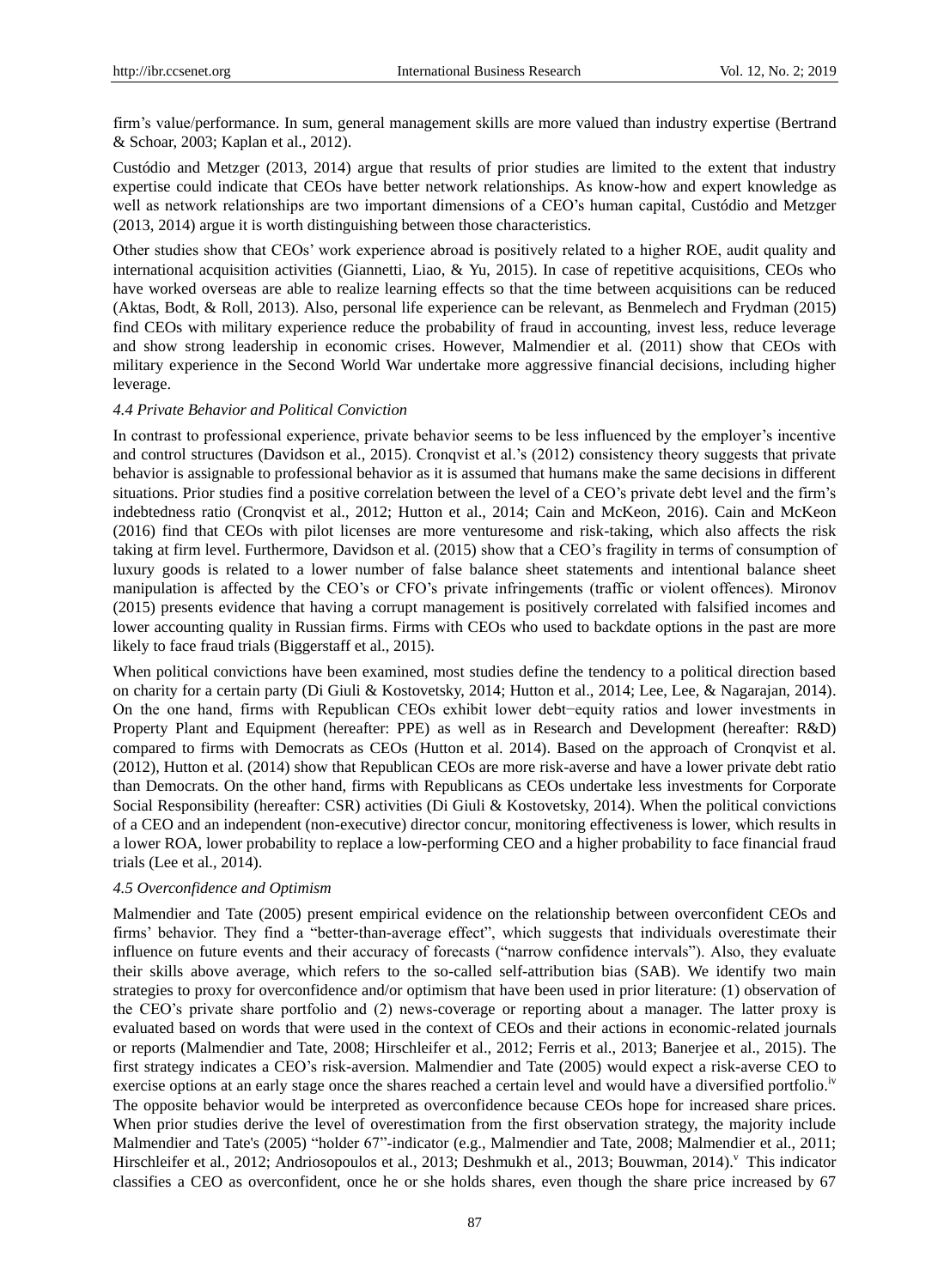firm's value/performance. In sum, general management skills are more valued than industry expertise (Bertrand & Schoar, 2003; Kaplan et al., 2012).

Custódio and Metzger (2013, 2014) argue that results of prior studies are limited to the extent that industry expertise could indicate that CEOs have better network relationships. As know-how and expert knowledge as well as network relationships are two important dimensions of a CEO's human capital, Custódio and Metzger (2013, 2014) argue it is worth distinguishing between those characteristics.

Other studies show that CEOs' work experience abroad is positively related to a higher ROE, audit quality and international acquisition activities (Giannetti, Liao, & Yu, 2015). In case of repetitive acquisitions, CEOs who have worked overseas are able to realize learning effects so that the time between acquisitions can be reduced (Aktas, Bodt, & Roll, 2013). Also, personal life experience can be relevant, as Benmelech and Frydman (2015) find CEOs with military experience reduce the probability of fraud in accounting, invest less, reduce leverage and show strong leadership in economic crises. However, Malmendier et al. (2011) show that CEOs with military experience in the Second World War undertake more aggressive financial decisions, including higher leverage.

*4.4 Private Behavior and Political Conviction*

In contrast to professional experience, private behavior seems to be less influenced by the employer's incentive and control structures (Davidson et al., 2015). Cronqvist et al.'s (2012) consistency theory suggests that private behavior is assignable to professional behavior as it is assumed that humans make the same decisions in different situations. Prior studies find a positive correlation between the level of a CEO's private debt level and the firm's indebtedness ratio (Cronqvist et al., 2012; Hutton et al., 2014; Cain and McKeon, 2016). Cain and McKeon (2016) find that CEOs with pilot licenses are more venturesome and risk-taking, which also affects the risk taking at firm level. Furthermore, Davidson et al. (2015) show that a CEO's fragility in terms of consumption of luxury goods is related to a lower number of false balance sheet statements and intentional balance sheet manipulation is affected by the CEO's or CFO's private infringements (traffic or violent offences). Mironov (2015) presents evidence that having a corrupt management is positively correlated with falsified incomes and lower accounting quality in Russian firms. Firms with CEOs who used to backdate options in the past are more likely to face fraud trials (Biggerstaff et al., 2015).

When political convictions have been examined, most studies define the tendency to a political direction based on charity for a certain party (Di Giuli & Kostovetsky, 2014; Hutton et al., 2014; Lee, Lee, & Nagarajan, 2014). On the one hand, firms with Republican CEOs exhibit lower debt−equity ratios and lower investments in Property Plant and Equipment (hereafter: PPE) as well as in Research and Development (hereafter: R&D) compared to firms with Democrats as CEOs (Hutton et al. 2014). Based on the approach of Cronqvist et al. (2012), Hutton et al. (2014) show that Republican CEOs are more risk-averse and have a lower private debt ratio than Democrats. On the other hand, firms with Republicans as CEOs undertake less investments for Corporate Social Responsibility (hereafter: CSR) activities (Di Giuli & Kostovetsky, 2014). When the political convictions of a CEO and an independent (non-executive) director concur, monitoring effectiveness is lower, which results in a lower ROA, lower probability to replace a low-performing CEO and a higher probability to face financial fraud trials (Lee et al., 2014).

*4.5 Overconfidence and Optimism*

Malmendier and Tate (2005) present empirical evidence on the relationship between overconfident CEOs and firms' behavior. They find a "better-than-average effect", which suggests that individuals overestimate their influence on future events and their accuracy of forecasts ("narrow confidence intervals"). Also, they evaluate their skills above average, which refers to the so-called self-attribution bias (SAB). We identify two main strategies to proxy for overconfidence and/or optimism that have been used in prior literature: (1) observation of the CEO's private share portfolio and (2) news-coverage or reporting about a manager. The latter proxy is evaluated based on words that were used in the context of CEOs and their actions in economic-related journals or reports (Malmendier and Tate, 2008; Hirschleifer et al., 2012; Ferris et al., 2013; Banerjee et al., 2015). The first strategy indicates a CEO's risk-aversion. Malmendier and Tate (2005) would expect a risk-averse CEO to exercise options at an early stage once the shares reached a certain level and would have a diversified portfolio.[iv] The opposite behavior would be interpreted as overconfidence because CEOs hope for increased share prices. When prior studies derive the level of overestimation from the first observation strategy, the majority include Malmendier and Tate's (2005) "holder 67"-indicator (e.g., Malmendier and Tate, 2008; Malmendier et al., 2011; Hirschleifer et al., 2012; Andriosopoulos et al., 2013; Deshmukh et al., 2013; Bouwman, 2014).[v] This indicator classifies a CEO as overconfident, once he or she holds shares, even though the share price increased by 67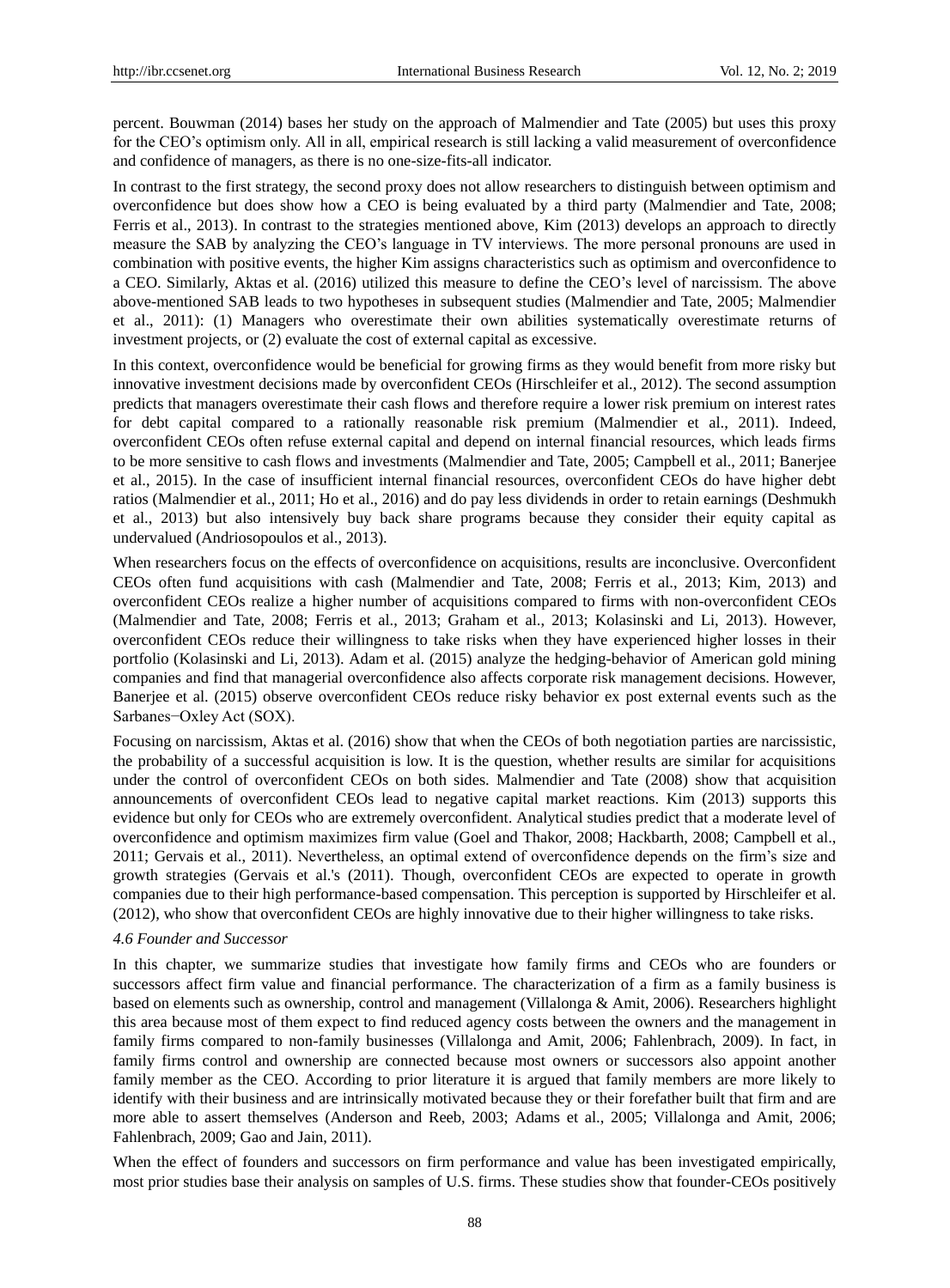percent. Bouwman (2014) bases her study on the approach of Malmendier and Tate (2005) but uses this proxy for the CEO's optimism only. All in all, empirical research is still lacking a valid measurement of overconfidence and confidence of managers, as there is no one-size-fits-all indicator.

In contrast to the first strategy, the second proxy does not allow researchers to distinguish between optimism and overconfidence but does show how a CEO is being evaluated by a third party (Malmendier and Tate, 2008; Ferris et al., 2013). In contrast to the strategies mentioned above, Kim (2013) develops an approach to directly measure the SAB by analyzing the CEO's language in TV interviews. The more personal pronouns are used in combination with positive events, the higher Kim assigns characteristics such as optimism and overconfidence to a CEO. Similarly, Aktas et al. (2016) utilized this measure to define the CEO's level of narcissism. The above above-mentioned SAB leads to two hypotheses in subsequent studies (Malmendier and Tate, 2005; Malmendier et al., 2011): (1) Managers who overestimate their own abilities systematically overestimate returns of investment projects, or (2) evaluate the cost of external capital as excessive.

In this context, overconfidence would be beneficial for growing firms as they would benefit from more risky but innovative investment decisions made by overconfident CEOs (Hirschleifer et al., 2012). The second assumption predicts that managers overestimate their cash flows and therefore require a lower risk premium on interest rates for debt capital compared to a rationally reasonable risk premium (Malmendier et al., 2011). Indeed, overconfident CEOs often refuse external capital and depend on internal financial resources, which leads firms to be more sensitive to cash flows and investments (Malmendier and Tate, 2005; Campbell et al., 2011; Banerjee et al., 2015). In the case of insufficient internal financial resources, overconfident CEOs do have higher debt ratios (Malmendier et al., 2011; Ho et al., 2016) and do pay less dividends in order to retain earnings (Deshmukh et al., 2013) but also intensively buy back share programs because they consider their equity capital as undervalued (Andriosopoulos et al., 2013).

When researchers focus on the effects of overconfidence on acquisitions, results are inconclusive. Overconfident CEOs often fund acquisitions with cash (Malmendier and Tate, 2008; Ferris et al., 2013; Kim, 2013) and overconfident CEOs realize a higher number of acquisitions compared to firms with non-overconfident CEOs (Malmendier and Tate, 2008; Ferris et al., 2013; Graham et al., 2013; Kolasinski and Li, 2013). However, overconfident CEOs reduce their willingness to take risks when they have experienced higher losses in their portfolio (Kolasinski and Li, 2013). Adam et al. (2015) analyze the hedging-behavior of American gold mining companies and find that managerial overconfidence also affects corporate risk management decisions. However, Banerjee et al. (2015) observe overconfident CEOs reduce risky behavior ex post external events such as the Sarbanes−Oxley Act (SOX).

Focusing on narcissism, Aktas et al. (2016) show that when the CEOs of both negotiation parties are narcissistic, the probability of a successful acquisition is low. It is the question, whether results are similar for acquisitions under the control of overconfident CEOs on both sides. Malmendier and Tate (2008) show that acquisition announcements of overconfident CEOs lead to negative capital market reactions. Kim (2013) supports this evidence but only for CEOs who are extremely overconfident. Analytical studies predict that a moderate level of overconfidence and optimism maximizes firm value (Goel and Thakor, 2008; Hackbarth, 2008; Campbell et al., 2011; Gervais et al., 2011). Nevertheless, an optimal extend of overconfidence depends on the firm's size and growth strategies (Gervais et al.'s (2011). Though, overconfident CEOs are expected to operate in growth companies due to their high performance-based compensation. This perception is supported by Hirschleifer et al. (2012), who show that overconfident CEOs are highly innovative due to their higher willingness to take risks.

*4.6 Founder and Successor*

In this chapter, we summarize studies that investigate how family firms and CEOs who are founders or successors affect firm value and financial performance. The characterization of a firm as a family business is based on elements such as ownership, control and management (Villalonga & Amit, 2006). Researchers highlight this area because most of them expect to find reduced agency costs between the owners and the management in family firms compared to non-family businesses (Villalonga and Amit, 2006; Fahlenbrach, 2009). In fact, in family firms control and ownership are connected because most owners or successors also appoint another family member as the CEO. According to prior literature it is argued that family members are more likely to identify with their business and are intrinsically motivated because they or their forefather built that firm and are more able to assert themselves (Anderson and Reeb, 2003; Adams et al., 2005; Villalonga and Amit, 2006; Fahlenbrach, 2009; Gao and Jain, 2011).

When the effect of founders and successors on firm performance and value has been investigated empirically, most prior studies base their analysis on samples of U.S. firms. These studies show that founder-CEOs positively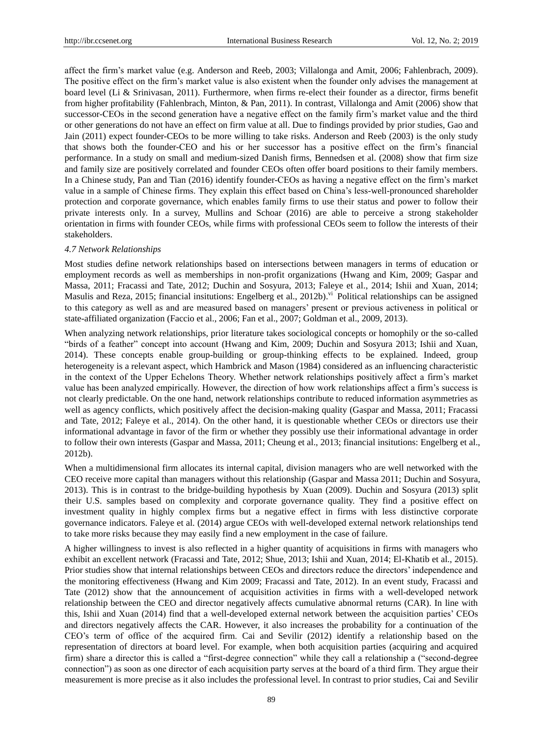affect the firm's market value (e.g. Anderson and Reeb, 2003; Villalonga and Amit, 2006; Fahlenbrach, 2009). The positive effect on the firm's market value is also existent when the founder only advises the management at board level (Li & Srinivasan, 2011). Furthermore, when firms re-elect their founder as a director, firms benefit from higher profitability (Fahlenbrach, Minton, & Pan, 2011). In contrast, Villalonga and Amit (2006) show that successor-CEOs in the second generation have a negative effect on the family firm's market value and the third or other generations do not have an effect on firm value at all. Due to findings provided by prior studies, Gao and Jain (2011) expect founder-CEOs to be more willing to take risks. Anderson and Reeb (2003) is the only study that shows both the founder-CEO and his or her successor has a positive effect on the firm's financial performance. In a study on small and medium-sized Danish firms, Bennedsen et al. (2008) show that firm size and family size are positively correlated and founder CEOs often offer board positions to their family members. In a Chinese study, Pan and Tian (2016) identify founder-CEOs as having a negative effect on the firm's market value in a sample of Chinese firms. They explain this effect based on China's less-well-pronounced shareholder protection and corporate governance, which enables family firms to use their status and power to follow their private interests only. In a survey, Mullins and Schoar (2016) are able to perceive a strong stakeholder orientation in firms with founder CEOs, while firms with professional CEOs seem to follow the interests of their stakeholders.

### *4.7 Network Relationships*

Most studies define network relationships based on intersections between managers in terms of education or employment records as well as memberships in non-profit organizations (Hwang and Kim, 2009; Gaspar and Massa, 2011; Fracassi and Tate, 2012; Duchin and Sosyura, 2013; Faleye et al., 2014; Ishii and Xuan, 2014; Masulis and Reza, 2015; financial insitutions: Engelberg et al., 2012b).[vi] Political relationships can be assigned to this category as well as and are measured based on managers' present or previous activeness in political or state-affiliated organization (Faccio et al., 2006; Fan et al., 2007; Goldman et al., 2009, 2013).

When analyzing network relationships, prior literature takes sociological concepts or homophily or the so-called "birds of a feather" concept into account (Hwang and Kim, 2009; Duchin and Sosyura 2013; Ishii and Xuan, 2014). These concepts enable group-building or group-thinking effects to be explained. Indeed, group heterogeneity is a relevant aspect, which Hambrick and Mason (1984) considered as an influencing characteristic in the context of the Upper Echelons Theory. Whether network relationships positively affect a firm's market value has been analyzed empirically. However, the direction of how work relationships affect a firm's success is not clearly predictable. On the one hand, network relationships contribute to reduced information asymmetries as well as agency conflicts, which positively affect the decision-making quality (Gaspar and Massa, 2011; Fracassi and Tate, 2012; Faleye et al., 2014). On the other hand, it is questionable whether CEOs or directors use their informational advantage in favor of the firm or whether they possibly use their informational advantage in order to follow their own interests (Gaspar and Massa, 2011; Cheung et al., 2013; financial insitutions: Engelberg et al., 2012b).

When a multidimensional firm allocates its internal capital, division managers who are well networked with the CEO receive more capital than managers without this relationship (Gaspar and Massa 2011; Duchin and Sosyura, 2013). This is in contrast to the bridge-building hypothesis by Xuan (2009). Duchin and Sosyura (2013) split their U.S. samples based on complexity and corporate governance quality. They find a positive effect on investment quality in highly complex firms but a negative effect in firms with less distinctive corporate governance indicators. Faleye et al. (2014) argue CEOs with well-developed external network relationships tend to take more risks because they may easily find a new employment in the case of failure.

A higher willingness to invest is also reflected in a higher quantity of acquisitions in firms with managers who exhibit an excellent network (Fracassi and Tate, 2012; Shue, 2013; Ishii and Xuan, 2014; El-Khatib et al., 2015). Prior studies show that internal relationships between CEOs and directors reduce the directors' independence and the monitoring effectiveness (Hwang and Kim 2009; Fracassi and Tate, 2012). In an event study, Fracassi and Tate (2012) show that the announcement of acquisition activities in firms with a well-developed network relationship between the CEO and director negatively affects cumulative abnormal returns (CAR). In line with this, Ishii and Xuan (2014) find that a well-developed external network between the acquisition parties' CEOs and directors negatively affects the CAR. However, it also increases the probability for a continuation of the CEO's term of office of the acquired firm. Cai and Sevilir (2012) identify a relationship based on the representation of directors at board level. For example, when both acquisition parties (acquiring and acquired firm) share a director this is called a "first-degree connection" while they call a relationship a ("second-degree connection") as soon as one director of each acquisition party serves at the board of a third firm. They argue their measurement is more precise as it also includes the professional level. In contrast to prior studies, Cai and Sevilir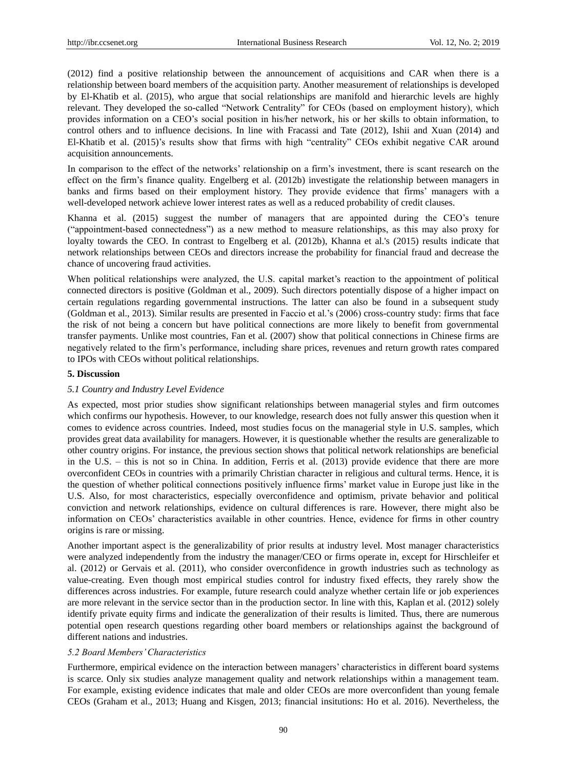(2012) find a positive relationship between the announcement of acquisitions and CAR when there is a relationship between board members of the acquisition party. Another measurement of relationships is developed by El-Khatib et al. (2015), who argue that social relationships are manifold and hierarchic levels are highly relevant. They developed the so-called "Network Centrality" for CEOs (based on employment history), which provides information on a CEO's social position in his/her network, his or her skills to obtain information, to control others and to influence decisions. In line with Fracassi and Tate (2012), Ishii and Xuan (2014) and El-Khatib et al. (2015)'s results show that firms with high "centrality" CEOs exhibit negative CAR around acquisition announcements.

In comparison to the effect of the networks' relationship on a firm's investment, there is scant research on the effect on the firm's finance quality. Engelberg et al. (2012b) investigate the relationship between managers in banks and firms based on their employment history. They provide evidence that firms' managers with a well-developed network achieve lower interest rates as well as a reduced probability of credit clauses.

Khanna et al. (2015) suggest the number of managers that are appointed during the CEO's tenure ("appointment-based connectedness") as a new method to measure relationships, as this may also proxy for loyalty towards the CEO. In contrast to Engelberg et al. (2012b), Khanna et al.'s (2015) results indicate that network relationships between CEOs and directors increase the probability for financial fraud and decrease the chance of uncovering fraud activities.

When political relationships were analyzed, the U.S. capital market's reaction to the appointment of political connected directors is positive (Goldman et al., 2009). Such directors potentially dispose of a higher impact on certain regulations regarding governmental instructions. The latter can also be found in a subsequent study (Goldman et al., 2013). Similar results are presented in Faccio et al.'s (2006) cross-country study: firms that face the risk of not being a concern but have political connections are more likely to benefit from governmental transfer payments. Unlike most countries, Fan et al. (2007) show that political connections in Chinese firms are negatively related to the firm's performance, including share prices, revenues and return growth rates compared to IPOs with CEOs without political relationships.

## 5. Discussion

### *5.1 Country and Industry Level Evidence*

As expected, most prior studies show significant relationships between managerial styles and firm outcomes which confirms our hypothesis. However, to our knowledge, research does not fully answer this question when it comes to evidence across countries. Indeed, most studies focus on the managerial style in U.S. samples, which provides great data availability for managers. However, it is questionable whether the results are generalizable to other country origins. For instance, the previous section shows that political network relationships are beneficial in the U.S. – this is not so in China. In addition, Ferris et al. (2013) provide evidence that there are more overconfident CEOs in countries with a primarily Christian character in religious and cultural terms. Hence, it is the question of whether political connections positively influence firms' market value in Europe just like in the U.S. Also, for most characteristics, especially overconfidence and optimism, private behavior and political conviction and network relationships, evidence on cultural differences is rare. However, there might also be information on CEOs' characteristics available in other countries. Hence, evidence for firms in other country origins is rare or missing.

Another important aspect is the generalizability of prior results at industry level. Most manager characteristics were analyzed independently from the industry the manager/CEO or firms operate in, except for Hirschleifer et al. (2012) or Gervais et al. (2011), who consider overconfidence in growth industries such as technology as value-creating. Even though most empirical studies control for industry fixed effects, they rarely show the differences across industries. For example, future research could analyze whether certain life or job experiences are more relevant in the service sector than in the production sector. In line with this, Kaplan et al. (2012) solely identify private equity firms and indicate the generalization of their results is limited. Thus, there are numerous potential open research questions regarding other board members or relationships against the background of different nations and industries.

### *5.2 Board Members' Characteristics*

Furthermore, empirical evidence on the interaction between managers' characteristics in different board systems is scarce. Only six studies analyze management quality and network relationships within a management team. For example, existing evidence indicates that male and older CEOs are more overconfident than young female CEOs (Graham et al., 2013; Huang and Kisgen, 2013; financial insitutions: Ho et al. 2016). Nevertheless, the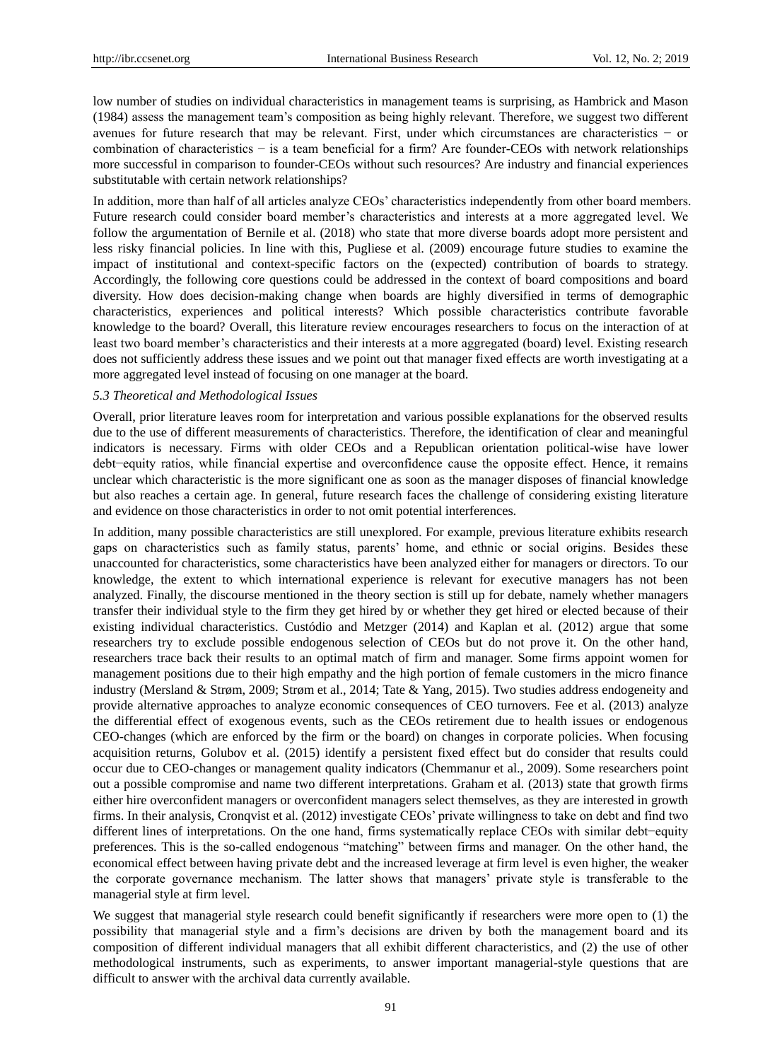low number of studies on individual characteristics in management teams is surprising, as Hambrick and Mason (1984) assess the management team's composition as being highly relevant. Therefore, we suggest two different avenues for future research that may be relevant. First, under which circumstances are characteristics − or combination of characteristics − is a team beneficial for a firm? Are founder-CEOs with network relationships more successful in comparison to founder-CEOs without such resources? Are industry and financial experiences substitutable with certain network relationships?

In addition, more than half of all articles analyze CEOs' characteristics independently from other board members. Future research could consider board member's characteristics and interests at a more aggregated level. We follow the argumentation of Bernile et al. (2018) who state that more diverse boards adopt more persistent and less risky financial policies. In line with this, Pugliese et al. (2009) encourage future studies to examine the impact of institutional and context-specific factors on the (expected) contribution of boards to strategy. Accordingly, the following core questions could be addressed in the context of board compositions and board diversity. How does decision-making change when boards are highly diversified in terms of demographic characteristics, experiences and political interests? Which possible characteristics contribute favorable knowledge to the board? Overall, this literature review encourages researchers to focus on the interaction of at least two board member's characteristics and their interests at a more aggregated (board) level. Existing research does not sufficiently address these issues and we point out that manager fixed effects are worth investigating at a more aggregated level instead of focusing on one manager at the board.

### *5.3 Theoretical and Methodological Issues*

Overall, prior literature leaves room for interpretation and various possible explanations for the observed results due to the use of different measurements of characteristics. Therefore, the identification of clear and meaningful indicators is necessary. Firms with older CEOs and a Republican orientation political-wise have lower debt−equity ratios, while financial expertise and overconfidence cause the opposite effect. Hence, it remains unclear which characteristic is the more significant one as soon as the manager disposes of financial knowledge but also reaches a certain age. In general, future research faces the challenge of considering existing literature and evidence on those characteristics in order to not omit potential interferences.

In addition, many possible characteristics are still unexplored. For example, previous literature exhibits research gaps on characteristics such as family status, parents' home, and ethnic or social origins. Besides these unaccounted for characteristics, some characteristics have been analyzed either for managers or directors. To our knowledge, the extent to which international experience is relevant for executive managers has not been analyzed. Finally, the discourse mentioned in the theory section is still up for debate, namely whether managers transfer their individual style to the firm they get hired by or whether they get hired or elected because of their existing individual characteristics. Custódio and Metzger (2014) and Kaplan et al. (2012) argue that some researchers try to exclude possible endogenous selection of CEOs but do not prove it. On the other hand, researchers trace back their results to an optimal match of firm and manager. Some firms appoint women for management positions due to their high empathy and the high portion of female customers in the micro finance industry (Mersland & Strøm, 2009; Strøm et al., 2014; Tate & Yang, 2015). Two studies address endogeneity and provide alternative approaches to analyze economic consequences of CEO turnovers. Fee et al. (2013) analyze the differential effect of exogenous events, such as the CEOs retirement due to health issues or endogenous CEO-changes (which are enforced by the firm or the board) on changes in corporate policies. When focusing acquisition returns, Golubov et al. (2015) identify a persistent fixed effect but do consider that results could occur due to CEO-changes or management quality indicators (Chemmanur et al., 2009). Some researchers point out a possible compromise and name two different interpretations. Graham et al. (2013) state that growth firms either hire overconfident managers or overconfident managers select themselves, as they are interested in growth firms. In their analysis, Cronqvist et al. (2012) investigate CEOs' private willingness to take on debt and find two different lines of interpretations. On the one hand, firms systematically replace CEOs with similar debt−equity preferences. This is the so-called endogenous "matching" between firms and manager. On the other hand, the economical effect between having private debt and the increased leverage at firm level is even higher, the weaker the corporate governance mechanism. The latter shows that managers' private style is transferable to the managerial style at firm level.

We suggest that managerial style research could benefit significantly if researchers were more open to (1) the possibility that managerial style and a firm's decisions are driven by both the management board and its composition of different individual managers that all exhibit different characteristics, and (2) the use of other methodological instruments, such as experiments, to answer important managerial-style questions that are difficult to answer with the archival data currently available.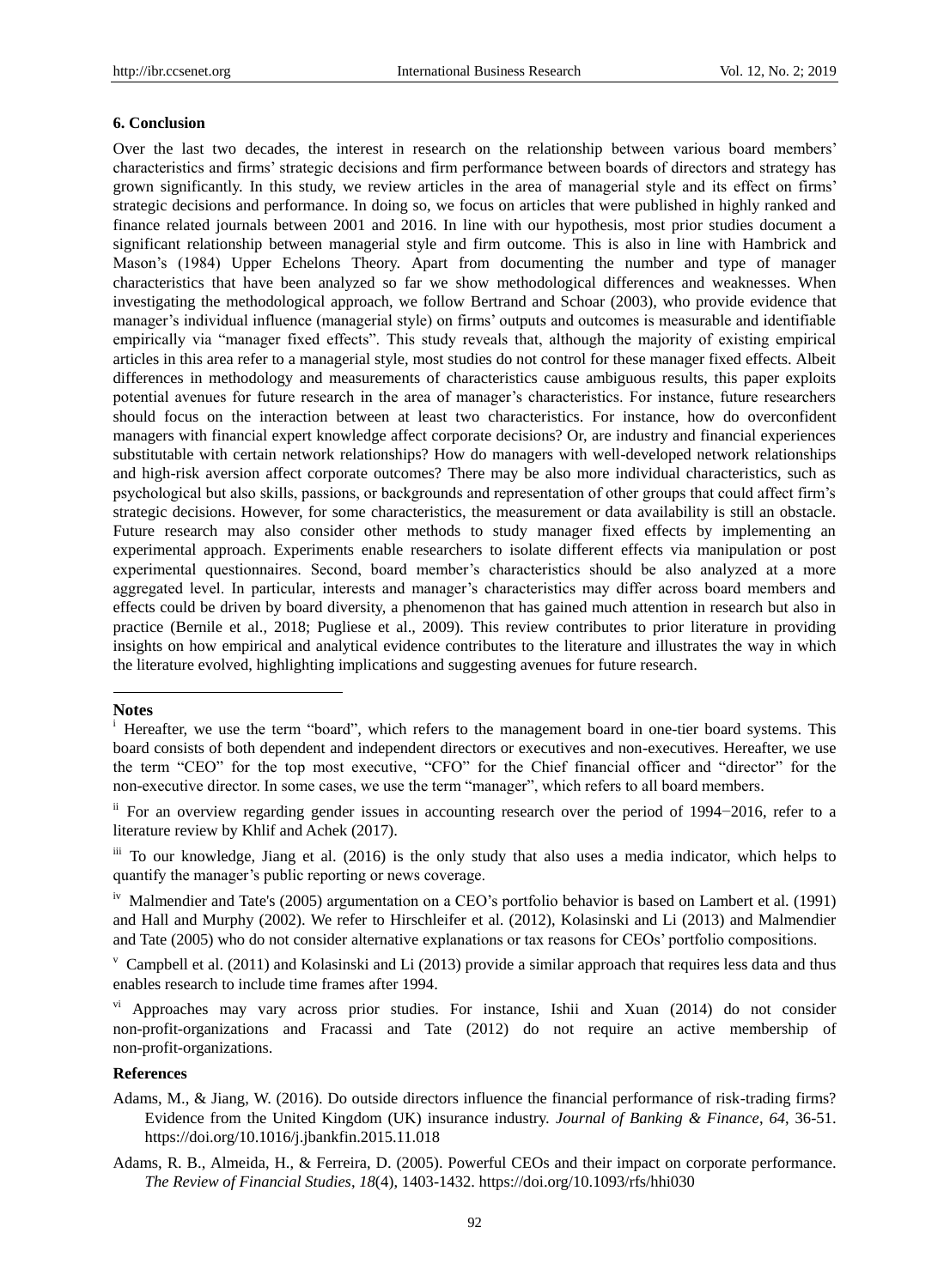### 6. Conclusion

Over the last two decades, the interest in research on the relationship between various board members' characteristics and firms' strategic decisions and firm performance between boards of directors and strategy has grown significantly. In this study, we review articles in the area of managerial style and its effect on firms' strategic decisions and performance. In doing so, we focus on articles that were published in highly ranked and finance related journals between 2001 and 2016. In line with our hypothesis, most prior studies document a significant relationship between managerial style and firm outcome. This is also in line with Hambrick and Mason's (1984) Upper Echelons Theory. Apart from documenting the number and type of manager characteristics that have been analyzed so far we show methodological differences and weaknesses. When investigating the methodological approach, we follow Bertrand and Schoar (2003), who provide evidence that manager's individual influence (managerial style) on firms' outputs and outcomes is measurable and identifiable empirically via "manager fixed effects". This study reveals that, although the majority of existing empirical articles in this area refer to a managerial style, most studies do not control for these manager fixed effects. Albeit differences in methodology and measurements of characteristics cause ambiguous results, this paper exploits potential avenues for future research in the area of manager's characteristics. For instance, future researchers should focus on the interaction between at least two characteristics. For instance, how do overconfident managers with financial expert knowledge affect corporate decisions? Or, are industry and financial experiences substitutable with certain network relationships? How do managers with well-developed network relationships and high-risk aversion affect corporate outcomes? There may be also more individual characteristics, such as psychological but also skills, passions, or backgrounds and representation of other groups that could affect firm's strategic decisions. However, for some characteristics, the measurement or data availability is still an obstacle. Future research may also consider other methods to study manager fixed effects by implementing an experimental approach. Experiments enable researchers to isolate different effects via manipulation or post experimental questionnaires. Second, board member's characteristics should be also analyzed at a more aggregated level. In particular, interests and manager's characteristics may differ across board members and effects could be driven by board diversity, a phenomenon that has gained much attention in research but also in practice (Bernile et al., 2018; Pugliese et al., 2009). This review contributes to prior literature in providing insights on how empirical and analytical evidence contributes to the literature and illustrates the way in which the literature evolved, highlighting implications and suggesting avenues for future research.

### Notes

[i] Hereafter, we use the term "board", which refers to the management board in one-tier board systems. This board consists of both dependent and independent directors or executives and non-executives. Hereafter, we use the term "CEO" for the top most executive, "CFO" for the Chief financial officer and "director" for the non-executive director. In some cases, we use the term "manager", which refers to all board members.

[ii] For an overview regarding gender issues in accounting research over the period of 1994−2016, refer to a literature review by Khlif and Achek (2017).

[iii] To our knowledge, Jiang et al. (2016) is the only study that also uses a media indicator, which helps to quantify the manager's public reporting or news coverage.

[iv] Malmendier and Tate's (2005) argumentation on a CEO's portfolio behavior is based on Lambert et al. (1991) and Hall and Murphy (2002). We refer to Hirschleifer et al. (2012), Kolasinski and Li (2013) and Malmendier and Tate (2005) who do not consider alternative explanations or tax reasons for CEOs' portfolio compositions.

[v] Campbell et al. (2011) and Kolasinski and Li (2013) provide a similar approach that requires less data and thus enables research to include time frames after 1994.

[vi] Approaches may vary across prior studies. For instance, Ishii and Xuan (2014) do not consider non-profit-organizations and Fracassi and Tate (2012) do not require an active membership of non-profit-organizations.

### References

Adams, M., & Jiang, W. (2016). Do outside directors influence the financial performance of risk-trading firms? Evidence from the United Kingdom (UK) insurance industry. *Journal of Banking & Finance*, *64*, 36-51. https://doi.org/10.1016/j.jbankfin.2015.11.018

Adams, R. B., Almeida, H., & Ferreira, D. (2005). Powerful CEOs and their impact on corporate performance. *The Review of Financial Studies*, *18*(4), 1403-1432. https://doi.org/10.1093/rfs/hhi030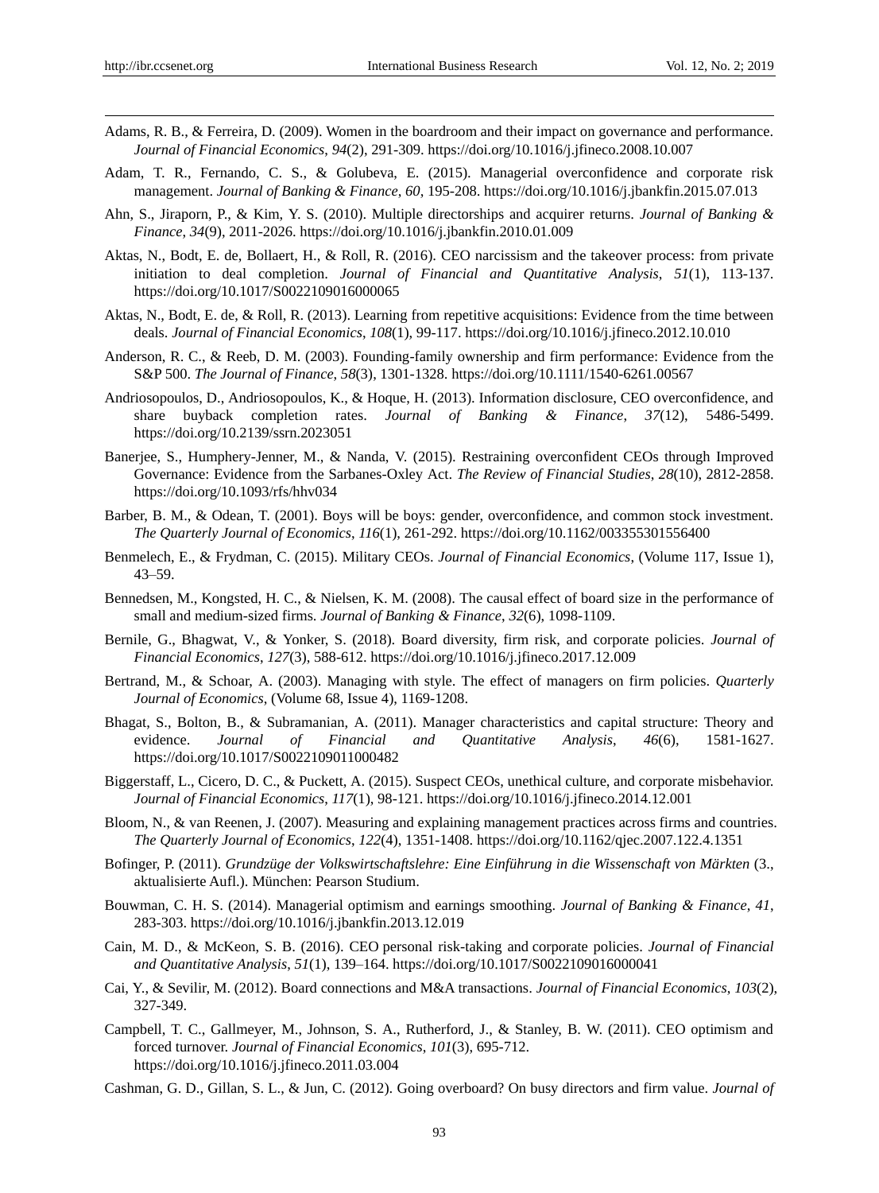Adams, R. B., & Ferreira, D. (2009). Women in the boardroom and their impact on governance and performance. *Journal of Financial Economics*, *94*(2), 291-309. https://doi.org/10.1016/j.jfineco.2008.10.007

Adam, T. R., Fernando, C. S., & Golubeva, E. (2015). Managerial overconfidence and corporate risk management. *Journal of Banking & Finance*, *60*, 195-208. https://doi.org/10.1016/j.jbankfin.2015.07.013

Ahn, S., Jiraporn, P., & Kim, Y. S. (2010). Multiple directorships and acquirer returns. *Journal of Banking & Finance*, *34*(9), 2011-2026. https://doi.org/10.1016/j.jbankfin.2010.01.009

Aktas, N., Bodt, E. de, Bollaert, H., & Roll, R. (2016). CEO narcissism and the takeover process: from private initiation to deal completion. *Journal of Financial and Quantitative Analysis*, *51*(1), 113-137. https://doi.org/10.1017/S0022109016000065

Aktas, N., Bodt, E. de, & Roll, R. (2013). Learning from repetitive acquisitions: Evidence from the time between deals. *Journal of Financial Economics*, *108*(1), 99-117. https://doi.org/10.1016/j.jfineco.2012.10.010

Anderson, R. C., & Reeb, D. M. (2003). Founding-family ownership and firm performance: Evidence from the S&P 500. *The Journal of Finance*, *58*(3), 1301-1328. https://doi.org/10.1111/1540-6261.00567

Andriosopoulos, D., Andriosopoulos, K., & Hoque, H. (2013). Information disclosure, CEO overconfidence, and share buyback completion rates. *Journal of Banking & Finance*, *37*(12), 5486-5499. https://doi.org/10.2139/ssrn.2023051

Banerjee, S., Humphery-Jenner, M., & Nanda, V. (2015). Restraining overconfident CEOs through Improved Governance: Evidence from the Sarbanes-Oxley Act. *The Review of Financial Studies*, *28*(10), 2812-2858. https://doi.org/10.1093/rfs/hhv034

Barber, B. M., & Odean, T. (2001). Boys will be boys: gender, overconfidence, and common stock investment. *The Quarterly Journal of Economics*, *116*(1), 261-292. https://doi.org/10.1162/003355301556400

Benmelech, E., & Frydman, C. (2015). Military CEOs. *Journal of Financial Economics*, (Volume 117, Issue 1), 43–59.

Bennedsen, M., Kongsted, H. C., & Nielsen, K. M. (2008). The causal effect of board size in the performance of small and medium-sized firms. *Journal of Banking & Finance*, *32*(6), 1098-1109.

Bernile, G., Bhagwat, V., & Yonker, S. (2018). Board diversity, firm risk, and corporate policies. *Journal of Financial Economics*, *127*(3), 588-612. https://doi.org/10.1016/j.jfineco.2017.12.009

Bertrand, M., & Schoar, A. (2003). Managing with style. The effect of managers on firm policies. *Quarterly Journal of Economics*, (Volume 68, Issue 4), 1169-1208.

Bhagat, S., Bolton, B., & Subramanian, A. (2011). Manager characteristics and capital structure: Theory and evidence. *Journal of Financial and Quantitative Analysis*, *46*(6), 1581-1627. https://doi.org/10.1017/S0022109011000482

Biggerstaff, L., Cicero, D. C., & Puckett, A. (2015). Suspect CEOs, unethical culture, and corporate misbehavior. *Journal of Financial Economics*, *117*(1), 98-121. https://doi.org/10.1016/j.jfineco.2014.12.001

Bloom, N., & van Reenen, J. (2007). Measuring and explaining management practices across firms and countries. *The Quarterly Journal of Economics*, *122*(4), 1351-1408. https://doi.org/10.1162/qjec.2007.122.4.1351

Bofinger, P. (2011). *Grundzüge der Volkswirtschaftslehre: Eine Einführung in die Wissenschaft von Märkten* (3., aktualisierte Aufl.). München: Pearson Studium.

Bouwman, C. H. S. (2014). Managerial optimism and earnings smoothing. *Journal of Banking & Finance*, *41*, 283-303. https://doi.org/10.1016/j.jbankfin.2013.12.019

Cain, M. D., & McKeon, S. B. (2016). CEO personal risk-taking and corporate policies. *Journal of Financial and Quantitative Analysis*, *51*(1), 139–164. https://doi.org/10.1017/S0022109016000041

Cai, Y., & Sevilir, M. (2012). Board connections and M&A transactions. *Journal of Financial Economics*, *103*(2), 327-349.

Campbell, T. C., Gallmeyer, M., Johnson, S. A., Rutherford, J., & Stanley, B. W. (2011). CEO optimism and forced turnover. *Journal of Financial Economics*, *101*(3), 695-712. https://doi.org/10.1016/j.jfineco.2011.03.004

Cashman, G. D., Gillan, S. L., & Jun, C. (2012). Going overboard? On busy directors and firm value. *Journal of*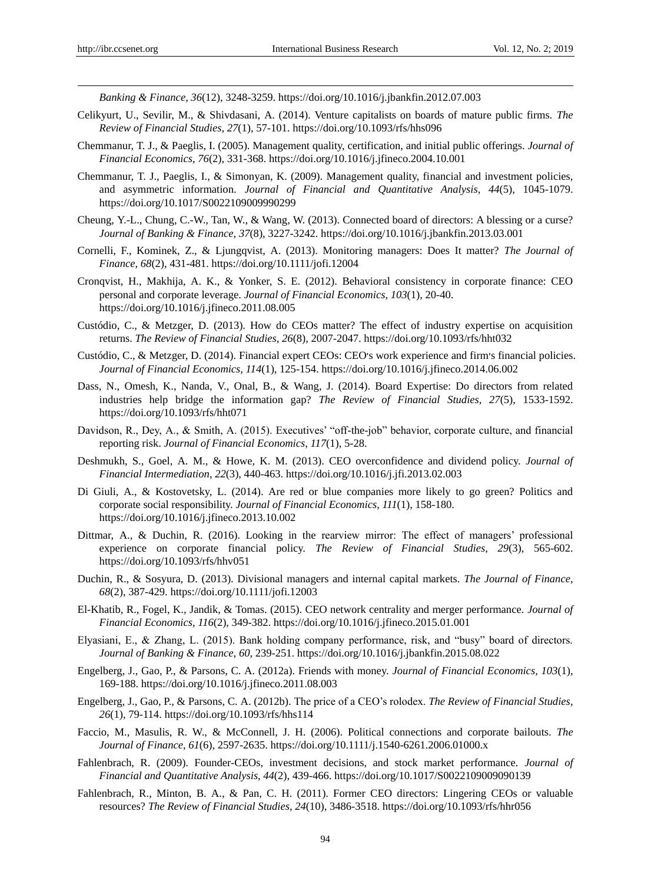*Banking & Finance*, *36*(12), 3248-3259. https://doi.org/10.1016/j.jbankfin.2012.07.003

Celikyurt, U., Sevilir, M., & Shivdasani, A. (2014). Venture capitalists on boards of mature public firms. *The Review of Financial Studies*, *27*(1), 57-101. https://doi.org/10.1093/rfs/hhs096

Chemmanur, T. J., & Paeglis, I. (2005). Management quality, certification, and initial public offerings. *Journal of Financial Economics*, *76*(2), 331-368. https://doi.org/10.1016/j.jfineco.2004.10.001

Chemmanur, T. J., Paeglis, I., & Simonyan, K. (2009). Management quality, financial and investment policies, and asymmetric information. *Journal of Financial and Quantitative Analysis*, *44*(5), 1045-1079. https://doi.org/10.1017/S0022109009990299

Cheung, Y.-L., Chung, C.-W., Tan, W., & Wang, W. (2013). Connected board of directors: A blessing or a curse? *Journal of Banking & Finance*, *37*(8), 3227-3242. https://doi.org/10.1016/j.jbankfin.2013.03.001

Cornelli, F., Kominek, Z., & Ljungqvist, A. (2013). Monitoring managers: Does It matter? *The Journal of Finance*, *68*(2), 431-481. https://doi.org/10.1111/jofi.12004

Cronqvist, H., Makhija, A. K., & Yonker, S. E. (2012). Behavioral consistency in corporate finance: CEO personal and corporate leverage. *Journal of Financial Economics*, *103*(1), 20-40. https://doi.org/10.1016/j.jfineco.2011.08.005

Custódio, C., & Metzger, D. (2013). How do CEOs matter? The effect of industry expertise on acquisition returns. *The Review of Financial Studies*, *26*(8), 2007-2047. https://doi.org/10.1093/rfs/hht032

Custódio, C., & Metzger, D. (2014). Financial expert CEOs: CEO′s work experience and firm′s financial policies. *Journal of Financial Economics*, *114*(1), 125-154. https://doi.org/10.1016/j.jfineco.2014.06.002

Dass, N., Omesh, K., Nanda, V., Onal, B., & Wang, J. (2014). Board Expertise: Do directors from related industries help bridge the information gap? *The Review of Financial Studies*, *27*(5), 1533-1592. https://doi.org/10.1093/rfs/hht071

Davidson, R., Dey, A., & Smith, A. (2015). Executives' "off-the-job" behavior, corporate culture, and financial reporting risk. *Journal of Financial Economics*, *117*(1), 5-28.

Deshmukh, S., Goel, A. M., & Howe, K. M. (2013). CEO overconfidence and dividend policy. *Journal of Financial Intermediation*, *22*(3), 440-463. https://doi.org/10.1016/j.jfi.2013.02.003

Di Giuli, A., & Kostovetsky, L. (2014). Are red or blue companies more likely to go green? Politics and corporate social responsibility. *Journal of Financial Economics*, *111*(1), 158-180. https://doi.org/10.1016/j.jfineco.2013.10.002

Dittmar, A., & Duchin, R. (2016). Looking in the rearview mirror: The effect of managers' professional experience on corporate financial policy. *The Review of Financial Studies*, *29*(3), 565-602. https://doi.org/10.1093/rfs/hhv051

Duchin, R., & Sosyura, D. (2013). Divisional managers and internal capital markets. *The Journal of Finance*, *68*(2), 387-429. https://doi.org/10.1111/jofi.12003

El-Khatib, R., Fogel, K., Jandik, & Tomas. (2015). CEO network centrality and merger performance. *Journal of Financial Economics*, *116*(2), 349-382. https://doi.org/10.1016/j.jfineco.2015.01.001

Elyasiani, E., & Zhang, L. (2015). Bank holding company performance, risk, and "busy" board of directors. *Journal of Banking & Finance*, *60*, 239-251. https://doi.org/10.1016/j.jbankfin.2015.08.022

Engelberg, J., Gao, P., & Parsons, C. A. (2012a). Friends with money. *Journal of Financial Economics*, *103*(1), 169-188. https://doi.org/10.1016/j.jfineco.2011.08.003

Engelberg, J., Gao, P., & Parsons, C. A. (2012b). The price of a CEO's rolodex. *The Review of Financial Studies*, *26*(1), 79-114. https://doi.org/10.1093/rfs/hhs114

Faccio, M., Masulis, R. W., & McConnell, J. H. (2006). Political connections and corporate bailouts. *The Journal of Finance*, *61*(6), 2597-2635. https://doi.org/10.1111/j.1540-6261.2006.01000.x

Fahlenbrach, R. (2009). Founder-CEOs, investment decisions, and stock market performance. *Journal of Financial and Quantitative Analysis*, *44*(2), 439-466. https://doi.org/10.1017/S0022109009090139

Fahlenbrach, R., Minton, B. A., & Pan, C. H. (2011). Former CEO directors: Lingering CEOs or valuable resources? *The Review of Financial Studies*, *24*(10), 3486-3518. https://doi.org/10.1093/rfs/hhr056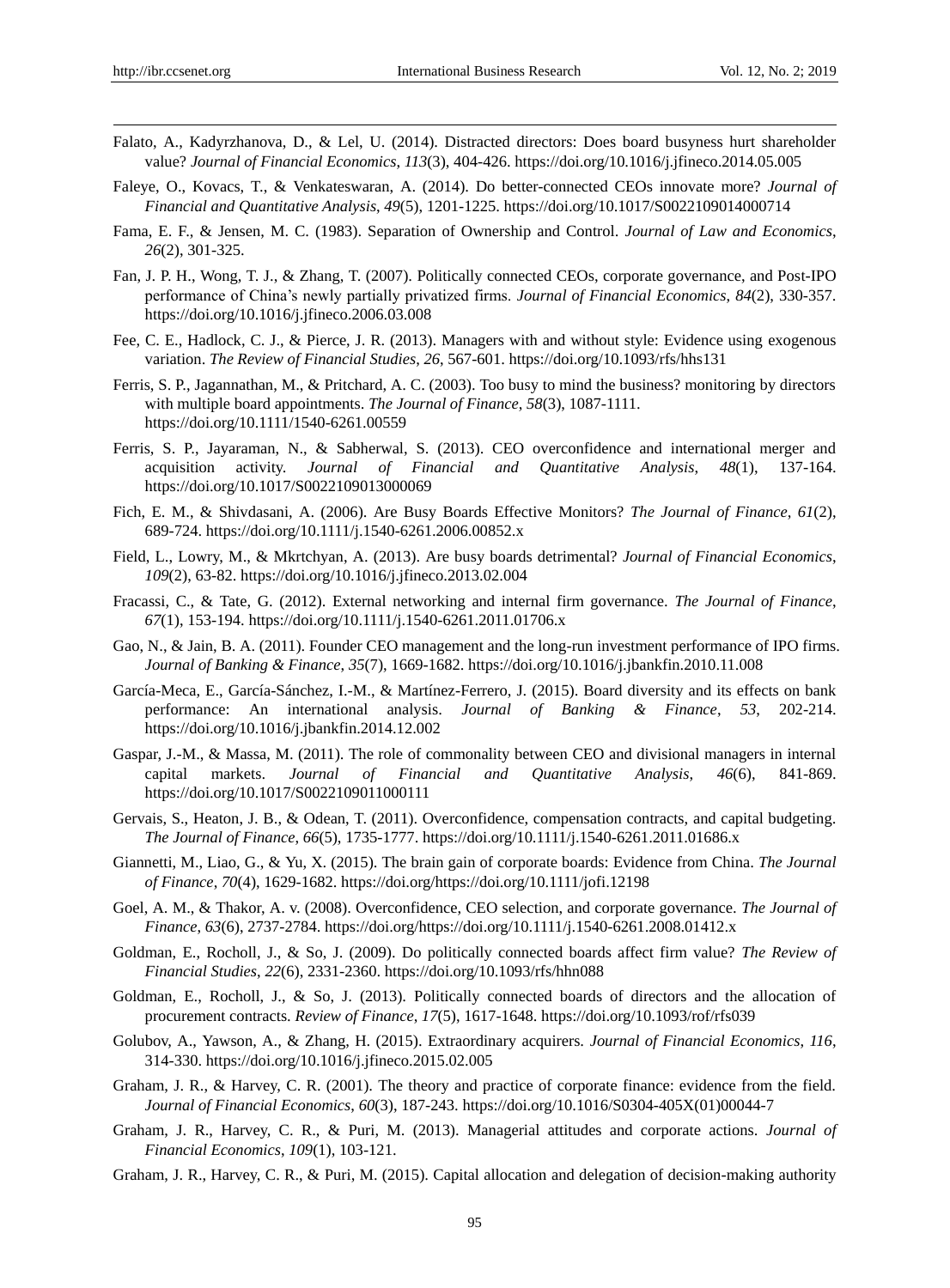Falato, A., Kadyrzhanova, D., & Lel, U. (2014). Distracted directors: Does board busyness hurt shareholder value? *Journal of Financial Economics, 113*(3), 404-426. https://doi.org/10.1016/j.jfineco.2014.05.005

Faleye, O., Kovacs, T., & Venkateswaran, A. (2014). Do better-connected CEOs innovate more? *Journal of Financial and Quantitative Analysis, 49*(5), 1201-1225. https://doi.org/10.1017/S0022109014000714

Fama, E. F., & Jensen, M. C. (1983). Separation of Ownership and Control. *Journal of Law and Economics, 26*(2), 301-325.

Fan, J. P. H., Wong, T. J., & Zhang, T. (2007). Politically connected CEOs, corporate governance, and Post-IPO performance of China's newly partially privatized firms. *Journal of Financial Economics, 84*(2), 330-357. https://doi.org/10.1016/j.jfineco.2006.03.008

Fee, C. E., Hadlock, C. J., & Pierce, J. R. (2013). Managers with and without style: Evidence using exogenous variation. *The Review of Financial Studies, 26*, 567-601. https://doi.org/10.1093/rfs/hhs131

Ferris, S. P., Jagannathan, M., & Pritchard, A. C. (2003). Too busy to mind the business? monitoring by directors with multiple board appointments. *The Journal of Finance, 58*(3), 1087-1111. https://doi.org/10.1111/1540-6261.00559

Ferris, S. P., Jayaraman, N., & Sabherwal, S. (2013). CEO overconfidence and international merger and acquisition activity. *Journal of Financial and Quantitative Analysis, 48*(1), 137-164. https://doi.org/10.1017/S0022109013000069

Fich, E. M., & Shivdasani, A. (2006). Are Busy Boards Effective Monitors? *The Journal of Finance, 61*(2), 689-724. https://doi.org/10.1111/j.1540-6261.2006.00852.x

Field, L., Lowry, M., & Mkrtchyan, A. (2013). Are busy boards detrimental? *Journal of Financial Economics, 109*(2), 63-82. https://doi.org/10.1016/j.jfineco.2013.02.004

Fracassi, C., & Tate, G. (2012). External networking and internal firm governance. *The Journal of Finance, 67*(1), 153-194. https://doi.org/10.1111/j.1540-6261.2011.01706.x

Gao, N., & Jain, B. A. (2011). Founder CEO management and the long-run investment performance of IPO firms. *Journal of Banking & Finance, 35*(7), 1669-1682. https://doi.org/10.1016/j.jbankfin.2010.11.008

García-Meca, E., García-Sánchez, I.-M., & Martínez-Ferrero, J. (2015). Board diversity and its effects on bank performance: An international analysis. *Journal of Banking & Finance, 53*, 202-214. https://doi.org/10.1016/j.jbankfin.2014.12.002

Gaspar, J.-M., & Massa, M. (2011). The role of commonality between CEO and divisional managers in internal capital markets. *Journal of Financial and Quantitative Analysis, 46*(6), 841-869. https://doi.org/10.1017/S0022109011000111

Gervais, S., Heaton, J. B., & Odean, T. (2011). Overconfidence, compensation contracts, and capital budgeting. *The Journal of Finance, 66*(5), 1735-1777. https://doi.org/10.1111/j.1540-6261.2011.01686.x

Giannetti, M., Liao, G., & Yu, X. (2015). The brain gain of corporate boards: Evidence from China. *The Journal of Finance, 70*(4), 1629-1682. https://doi.org/https://doi.org/10.1111/jofi.12198

Goel, A. M., & Thakor, A. v. (2008). Overconfidence, CEO selection, and corporate governance. *The Journal of Finance, 63*(6), 2737-2784. https://doi.org/https://doi.org/10.1111/j.1540-6261.2008.01412.x

Goldman, E., Rocholl, J., & So, J. (2009). Do politically connected boards affect firm value? *The Review of Financial Studies, 22*(6), 2331-2360. https://doi.org/10.1093/rfs/hhn088

Goldman, E., Rocholl, J., & So, J. (2013). Politically connected boards of directors and the allocation of procurement contracts. *Review of Finance, 17*(5), 1617-1648. https://doi.org/10.1093/rof/rfs039

Golubov, A., Yawson, A., & Zhang, H. (2015). Extraordinary acquirers. *Journal of Financial Economics, 116*, 314-330. https://doi.org/10.1016/j.jfineco.2015.02.005

Graham, J. R., & Harvey, C. R. (2001). The theory and practice of corporate finance: evidence from the field. *Journal of Financial Economics, 60*(3), 187-243. https://doi.org/10.1016/S0304-405X(01)00044-7

Graham, J. R., Harvey, C. R., & Puri, M. (2013). Managerial attitudes and corporate actions. *Journal of Financial Economics, 109*(1), 103-121.

Graham, J. R., Harvey, C. R., & Puri, M. (2015). Capital allocation and delegation of decision-making authority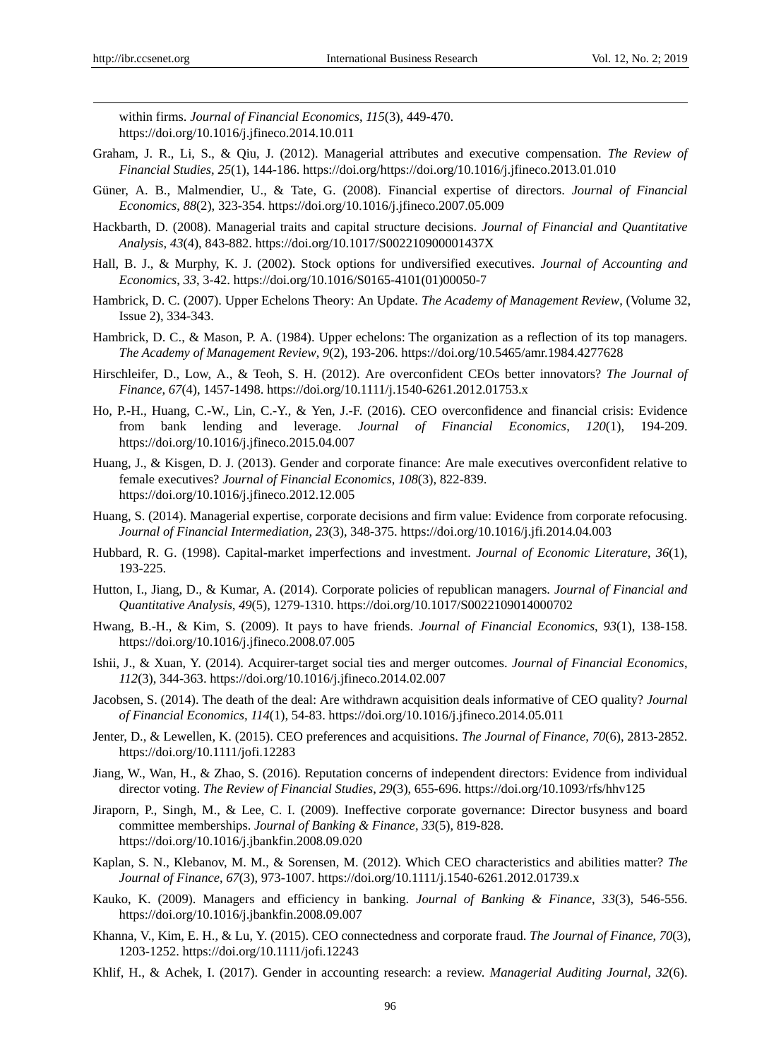within firms. *Journal of Financial Economics*, *115*(3), 449-470. https://doi.org/10.1016/j.jfineco.2014.10.011

Graham, J. R., Li, S., & Qiu, J. (2012). Managerial attributes and executive compensation. *The Review of Financial Studies*, *25*(1), 144-186. https://doi.org/https://doi.org/10.1016/j.jfineco.2013.01.010

Güner, A. B., Malmendier, U., & Tate, G. (2008). Financial expertise of directors. *Journal of Financial Economics*, *88*(2), 323-354. https://doi.org/10.1016/j.jfineco.2007.05.009

Hackbarth, D. (2008). Managerial traits and capital structure decisions. *Journal of Financial and Quantitative Analysis*, *43*(4), 843-882. https://doi.org/10.1017/S002210900001437X

Hall, B. J., & Murphy, K. J. (2002). Stock options for undiversified executives. *Journal of Accounting and Economics*, *33*, 3-42. https://doi.org/10.1016/S0165-4101(01)00050-7

Hambrick, D. C. (2007). Upper Echelons Theory: An Update. *The Academy of Management Review*, (Volume 32, Issue 2), 334-343.

Hambrick, D. C., & Mason, P. A. (1984). Upper echelons: The organization as a reflection of its top managers. *The Academy of Management Review*, *9*(2), 193-206. https://doi.org/10.5465/amr.1984.4277628

Hirschleifer, D., Low, A., & Teoh, S. H. (2012). Are overconfident CEOs better innovators? *The Journal of Finance*, *67*(4), 1457-1498. https://doi.org/10.1111/j.1540-6261.2012.01753.x

Ho, P.-H., Huang, C.-W., Lin, C.-Y., & Yen, J.-F. (2016). CEO overconfidence and financial crisis: Evidence from bank lending and leverage. *Journal of Financial Economics*, *120*(1), 194-209. https://doi.org/10.1016/j.jfineco.2015.04.007

Huang, J., & Kisgen, D. J. (2013). Gender and corporate finance: Are male executives overconfident relative to female executives? *Journal of Financial Economics*, *108*(3), 822-839. https://doi.org/10.1016/j.jfineco.2012.12.005

Huang, S. (2014). Managerial expertise, corporate decisions and firm value: Evidence from corporate refocusing. *Journal of Financial Intermediation*, *23*(3), 348-375. https://doi.org/10.1016/j.jfi.2014.04.003

Hubbard, R. G. (1998). Capital-market imperfections and investment. *Journal of Economic Literature*, *36*(1), 193-225.

Hutton, I., Jiang, D., & Kumar, A. (2014). Corporate policies of republican managers. *Journal of Financial and Quantitative Analysis*, *49*(5), 1279-1310. https://doi.org/10.1017/S0022109014000702

Hwang, B.-H., & Kim, S. (2009). It pays to have friends. *Journal of Financial Economics*, *93*(1), 138-158. https://doi.org/10.1016/j.jfineco.2008.07.005

Ishii, J., & Xuan, Y. (2014). Acquirer-target social ties and merger outcomes. *Journal of Financial Economics*, *112*(3), 344-363. https://doi.org/10.1016/j.jfineco.2014.02.007

Jacobsen, S. (2014). The death of the deal: Are withdrawn acquisition deals informative of CEO quality? *Journal of Financial Economics*, *114*(1), 54-83. https://doi.org/10.1016/j.jfineco.2014.05.011

Jenter, D., & Lewellen, K. (2015). CEO preferences and acquisitions. *The Journal of Finance*, *70*(6), 2813-2852. https://doi.org/10.1111/jofi.12283

Jiang, W., Wan, H., & Zhao, S. (2016). Reputation concerns of independent directors: Evidence from individual director voting. *The Review of Financial Studies*, *29*(3), 655-696. https://doi.org/10.1093/rfs/hhv125

Jiraporn, P., Singh, M., & Lee, C. I. (2009). Ineffective corporate governance: Director busyness and board committee memberships. *Journal of Banking & Finance*, *33*(5), 819-828. https://doi.org/10.1016/j.jbankfin.2008.09.020

Kaplan, S. N., Klebanov, M. M., & Sorensen, M. (2012). Which CEO characteristics and abilities matter? *The Journal of Finance*, *67*(3), 973-1007. https://doi.org/10.1111/j.1540-6261.2012.01739.x

Kauko, K. (2009). Managers and efficiency in banking. *Journal of Banking & Finance*, *33*(3), 546-556. https://doi.org/10.1016/j.jbankfin.2008.09.007

Khanna, V., Kim, E. H., & Lu, Y. (2015). CEO connectedness and corporate fraud. *The Journal of Finance*, *70*(3), 1203-1252. https://doi.org/10.1111/jofi.12243

Khlif, H., & Achek, I. (2017). Gender in accounting research: a review. *Managerial Auditing Journal*, *32*(6).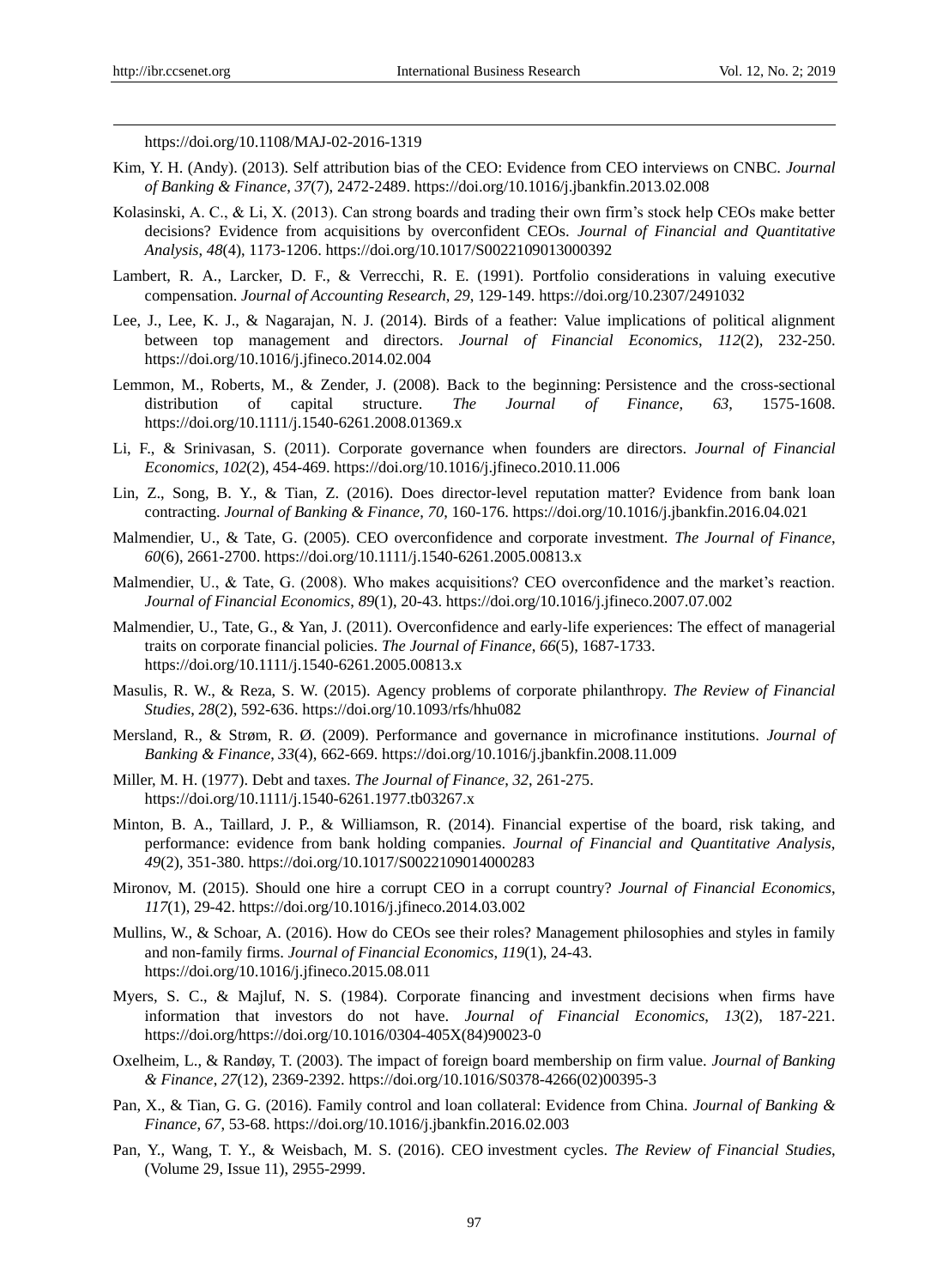https://doi.org/10.1108/MAJ-02-2016-1319

Kim, Y. H. (Andy). (2013). Self attribution bias of the CEO: Evidence from CEO interviews on CNBC. *Journal of Banking & Finance*, *37*(7), 2472-2489. https://doi.org/10.1016/j.jbankfin.2013.02.008

Kolasinski, A. C., & Li, X. (2013). Can strong boards and trading their own firm's stock help CEOs make better decisions? Evidence from acquisitions by overconfident CEOs. *Journal of Financial and Quantitative Analysis*, *48*(4), 1173-1206. https://doi.org/10.1017/S0022109013000392

Lambert, R. A., Larcker, D. F., & Verrecchi, R. E. (1991). Portfolio considerations in valuing executive compensation. *Journal of Accounting Research*, *29*, 129-149. https://doi.org/10.2307/2491032

Lee, J., Lee, K. J., & Nagarajan, N. J. (2014). Birds of a feather: Value implications of political alignment between top management and directors. *Journal of Financial Economics*, *112*(2), 232-250. https://doi.org/10.1016/j.jfineco.2014.02.004

Lemmon, M., Roberts, M., & Zender, J. (2008). Back to the beginning: Persistence and the cross-sectional distribution of capital structure. *The Journal of Finance*, *63*, 1575-1608. https://doi.org/10.1111/j.1540-6261.2008.01369.x

Li, F., & Srinivasan, S. (2011). Corporate governance when founders are directors. *Journal of Financial Economics*, *102*(2), 454-469. https://doi.org/10.1016/j.jfineco.2010.11.006

Lin, Z., Song, B. Y., & Tian, Z. (2016). Does director-level reputation matter? Evidence from bank loan contracting. *Journal of Banking & Finance*, *70*, 160-176. https://doi.org/10.1016/j.jbankfin.2016.04.021

Malmendier, U., & Tate, G. (2005). CEO overconfidence and corporate investment. *The Journal of Finance*, *60*(6), 2661-2700. https://doi.org/10.1111/j.1540-6261.2005.00813.x

Malmendier, U., & Tate, G. (2008). Who makes acquisitions? CEO overconfidence and the market's reaction. *Journal of Financial Economics*, *89*(1), 20-43. https://doi.org/10.1016/j.jfineco.2007.07.002

Malmendier, U., Tate, G., & Yan, J. (2011). Overconfidence and early-life experiences: The effect of managerial traits on corporate financial policies. *The Journal of Finance*, *66*(5), 1687-1733. https://doi.org/10.1111/j.1540-6261.2005.00813.x

Masulis, R. W., & Reza, S. W. (2015). Agency problems of corporate philanthropy. *The Review of Financial Studies*, *28*(2), 592-636. https://doi.org/10.1093/rfs/hhu082

Mersland, R., & Strøm, R. Ø. (2009). Performance and governance in microfinance institutions. *Journal of Banking & Finance*, *33*(4), 662-669. https://doi.org/10.1016/j.jbankfin.2008.11.009

Miller, M. H. (1977). Debt and taxes. *The Journal of Finance*, *32*, 261-275. https://doi.org/10.1111/j.1540-6261.1977.tb03267.x

Minton, B. A., Taillard, J. P., & Williamson, R. (2014). Financial expertise of the board, risk taking, and performance: evidence from bank holding companies. *Journal of Financial and Quantitative Analysis*, *49*(2), 351-380. https://doi.org/10.1017/S0022109014000283

Mironov, M. (2015). Should one hire a corrupt CEO in a corrupt country? *Journal of Financial Economics*, *117*(1), 29-42. https://doi.org/10.1016/j.jfineco.2014.03.002

Mullins, W., & Schoar, A. (2016). How do CEOs see their roles? Management philosophies and styles in family and non-family firms. *Journal of Financial Economics*, *119*(1), 24-43. https://doi.org/10.1016/j.jfineco.2015.08.011

Myers, S. C., & Majluf, N. S. (1984). Corporate financing and investment decisions when firms have information that investors do not have. *Journal of Financial Economics*, *13*(2), 187-221. https://doi.org/https://doi.org/10.1016/0304-405X(84)90023-0

Oxelheim, L., & Randøy, T. (2003). The impact of foreign board membership on firm value. *Journal of Banking & Finance*, *27*(12), 2369-2392. https://doi.org/10.1016/S0378-4266(02)00395-3

Pan, X., & Tian, G. G. (2016). Family control and loan collateral: Evidence from China. *Journal of Banking & Finance*, *67*, 53-68. https://doi.org/10.1016/j.jbankfin.2016.02.003

Pan, Y., Wang, T. Y., & Weisbach, M. S. (2016). CEO investment cycles. *The Review of Financial Studies*, (Volume 29, Issue 11), 2955-2999.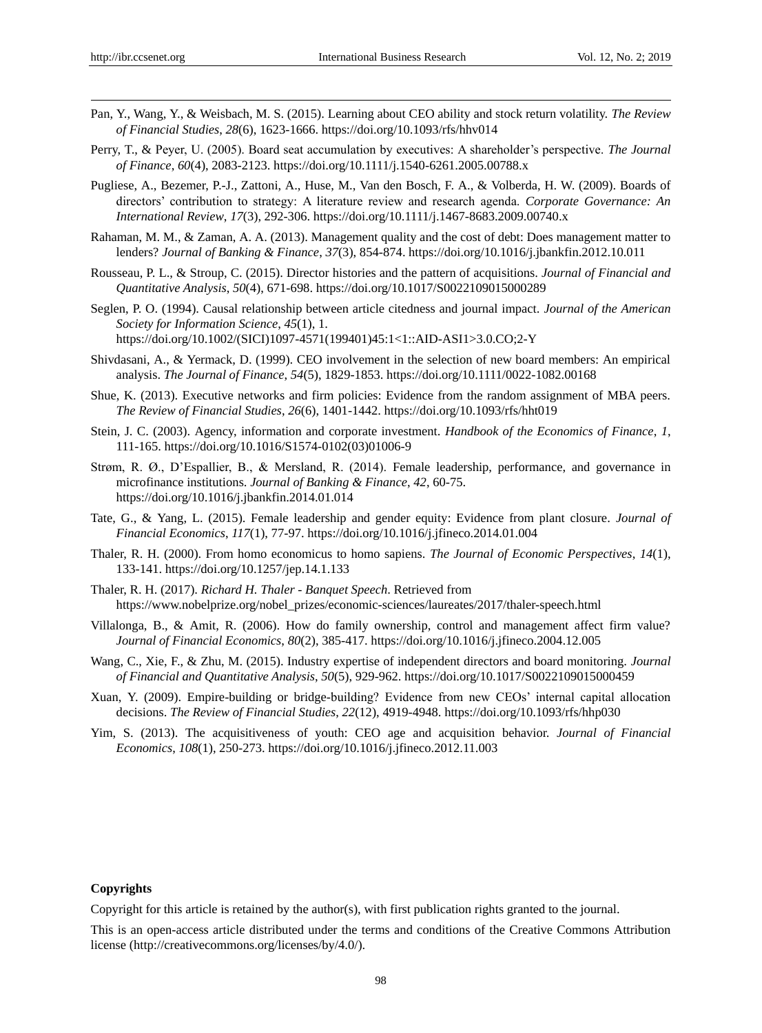Pan, Y., Wang, Y., & Weisbach, M. S. (2015). Learning about CEO ability and stock return volatility. *The Review of Financial Studies*, *28*(6), 1623-1666. https://doi.org/10.1093/rfs/hhv014

Perry, T., & Peyer, U. (2005). Board seat accumulation by executives: A shareholder's perspective. *The Journal of Finance*, *60*(4), 2083-2123. https://doi.org/10.1111/j.1540-6261.2005.00788.x

Pugliese, A., Bezemer, P.-J., Zattoni, A., Huse, M., Van den Bosch, F. A., & Volberda, H. W. (2009). Boards of directors' contribution to strategy: A literature review and research agenda. *Corporate Governance: An International Review*, *17*(3), 292-306. https://doi.org/10.1111/j.1467-8683.2009.00740.x

Rahaman, M. M., & Zaman, A. A. (2013). Management quality and the cost of debt: Does management matter to lenders? *Journal of Banking & Finance*, *37*(3), 854-874. https://doi.org/10.1016/j.jbankfin.2012.10.011

Rousseau, P. L., & Stroup, C. (2015). Director histories and the pattern of acquisitions. *Journal of Financial and Quantitative Analysis*, *50*(4), 671-698. https://doi.org/10.1017/S0022109015000289

Seglen, P. O. (1994). Causal relationship between article citedness and journal impact. *Journal of the American Society for Information Science*, *45*(1), 1. https://doi.org/10.1002/(SICI)1097-4571(199401)45:1<1::AID-ASI1>3.0.CO;2-Y

Shivdasani, A., & Yermack, D. (1999). CEO involvement in the selection of new board members: An empirical analysis. *The Journal of Finance*, *54*(5), 1829-1853. https://doi.org/10.1111/0022-1082.00168

Shue, K. (2013). Executive networks and firm policies: Evidence from the random assignment of MBA peers. *The Review of Financial Studies*, *26*(6), 1401-1442. https://doi.org/10.1093/rfs/hht019

Stein, J. C. (2003). Agency, information and corporate investment. *Handbook of the Economics of Finance*, *1*, 111-165. https://doi.org/10.1016/S1574-0102(03)01006-9

Strøm, R. Ø., D'Espallier, B., & Mersland, R. (2014). Female leadership, performance, and governance in microfinance institutions. *Journal of Banking & Finance*, *42*, 60-75. https://doi.org/10.1016/j.jbankfin.2014.01.014

Tate, G., & Yang, L. (2015). Female leadership and gender equity: Evidence from plant closure. *Journal of Financial Economics*, *117*(1), 77-97. https://doi.org/10.1016/j.jfineco.2014.01.004

Thaler, R. H. (2000). From homo economicus to homo sapiens. *The Journal of Economic Perspectives*, *14*(1), 133-141. https://doi.org/10.1257/jep.14.1.133

Thaler, R. H. (2017). *Richard H. Thaler - Banquet Speech*. Retrieved from https://www.nobelprize.org/nobel_prizes/economic-sciences/laureates/2017/thaler-speech.html

Villalonga, B., & Amit, R. (2006). How do family ownership, control and management affect firm value? *Journal of Financial Economics*, *80*(2), 385-417. https://doi.org/10.1016/j.jfineco.2004.12.005

Wang, C., Xie, F., & Zhu, M. (2015). Industry expertise of independent directors and board monitoring. *Journal of Financial and Quantitative Analysis*, *50*(5), 929-962. https://doi.org/10.1017/S0022109015000459

Xuan, Y. (2009). Empire-building or bridge-building? Evidence from new CEOs' internal capital allocation decisions. *The Review of Financial Studies*, *22*(12), 4919-4948. https://doi.org/10.1093/rfs/hhp030

Yim, S. (2013). The acquisitiveness of youth: CEO age and acquisition behavior. *Journal of Financial Economics*, *108*(1), 250-273. https://doi.org/10.1016/j.jfineco.2012.11.003

**Copyrights**

Copyright for this article is retained by the author(s), with first publication rights granted to the journal.

This is an open-access article distributed under the terms and conditions of the Creative Commons Attribution license (http://creativecommons.org/licenses/by/4.0/).